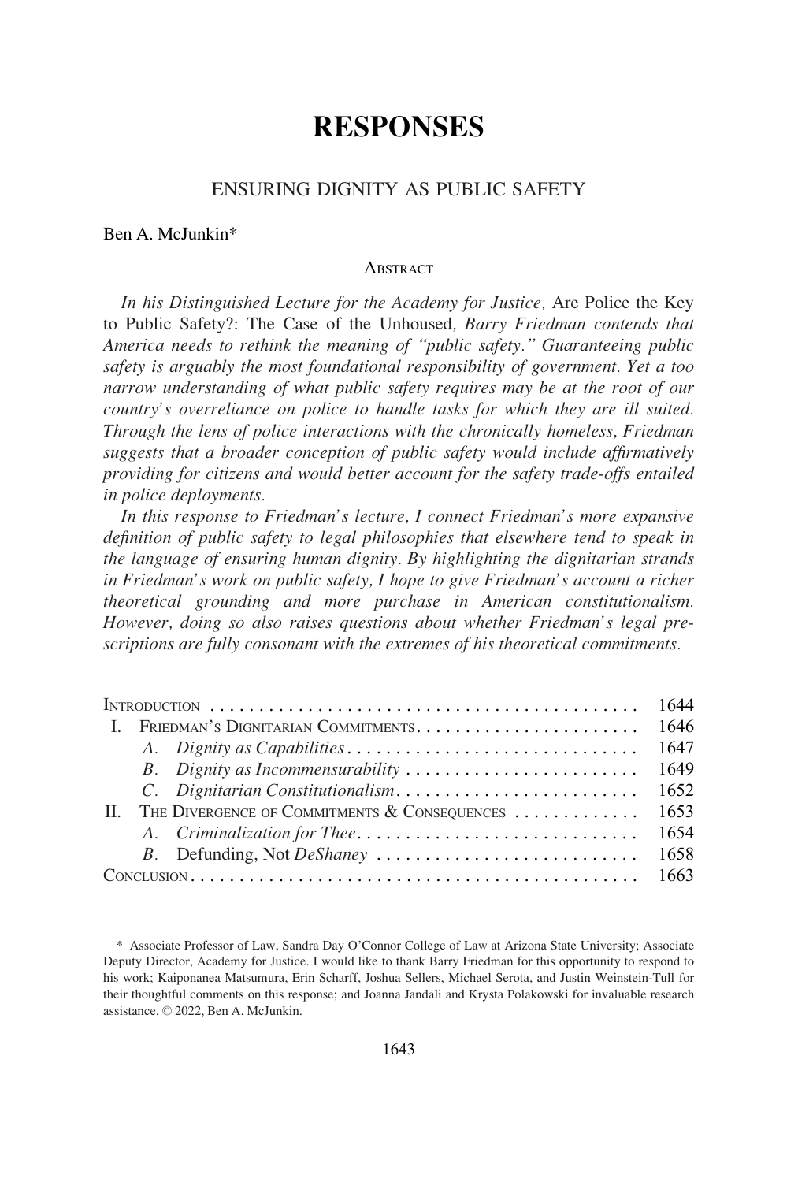# RESPONSES

## ENSURING DIGNITY AS PUBLIC SAFETY

Ben A. McJunkin*

### ABSTRACT

*In his Distinguished Lecture for the Academy for Justice,* Are Police the Key to Public Safety?: The Case of the Unhoused*, Barry Friedman contends that America needs to rethink the meaning of "public safety." Guaranteeing public safety is arguably the most foundational responsibility of government. Yet a too narrow understanding of what public safety requires may be at the root of our country's overreliance on police to handle tasks for which they are ill suited. Through the lens of police interactions with the chronically homeless, Friedman suggests that a broader conception of public safety would include affirmatively providing for citizens and would better account for the safety trade-offs entailed in police deployments.*

*In this response to Friedman's lecture, I connect Friedman's more expansive definition of public safety to legal philosophies that elsewhere tend to speak in the language of ensuring human dignity. By highlighting the dignitarian strands in Friedman's work on public safety, I hope to give Friedman's account a richer theoretical grounding and more purchase in American constitutionalism. However, doing so also raises questions about whether Friedman's legal prescriptions are fully consonant with the extremes of his theoretical commitments.*

| | |
|---|---|
| INTRODUCTION | 1644 |
| I. FRIEDMAN'S DIGNITARIAN COMMITMENTS | 1646 |
| *A. Dignity as Capabilities* | 1647 |
| *B. Dignity as Incommensurability* | 1649 |
| *C. Dignitarian Constitutionalism* | 1652 |
| II. THE DIVERGENCE OF COMMITMENTS & CONSEQUENCES | 1653 |
| *A. Criminalization for Thee* | 1654 |
| *B.* Defunding, Not *DeShaney* | 1658 |
| CONCLUSION | 1663 |

---

\* Associate Professor of Law, Sandra Day O'Connor College of Law at Arizona State University; Associate Deputy Director, Academy for Justice. I would like to thank Barry Friedman for this opportunity to respond to his work; Kaiponanea Matsumura, Erin Scharff, Joshua Sellers, Michael Serota, and Justin Weinstein-Tull for their thoughtful comments on this response; and Joanna Jandali and Krysta Polakowski for invaluable research assistance. © 2022, Ben A. McJunkin.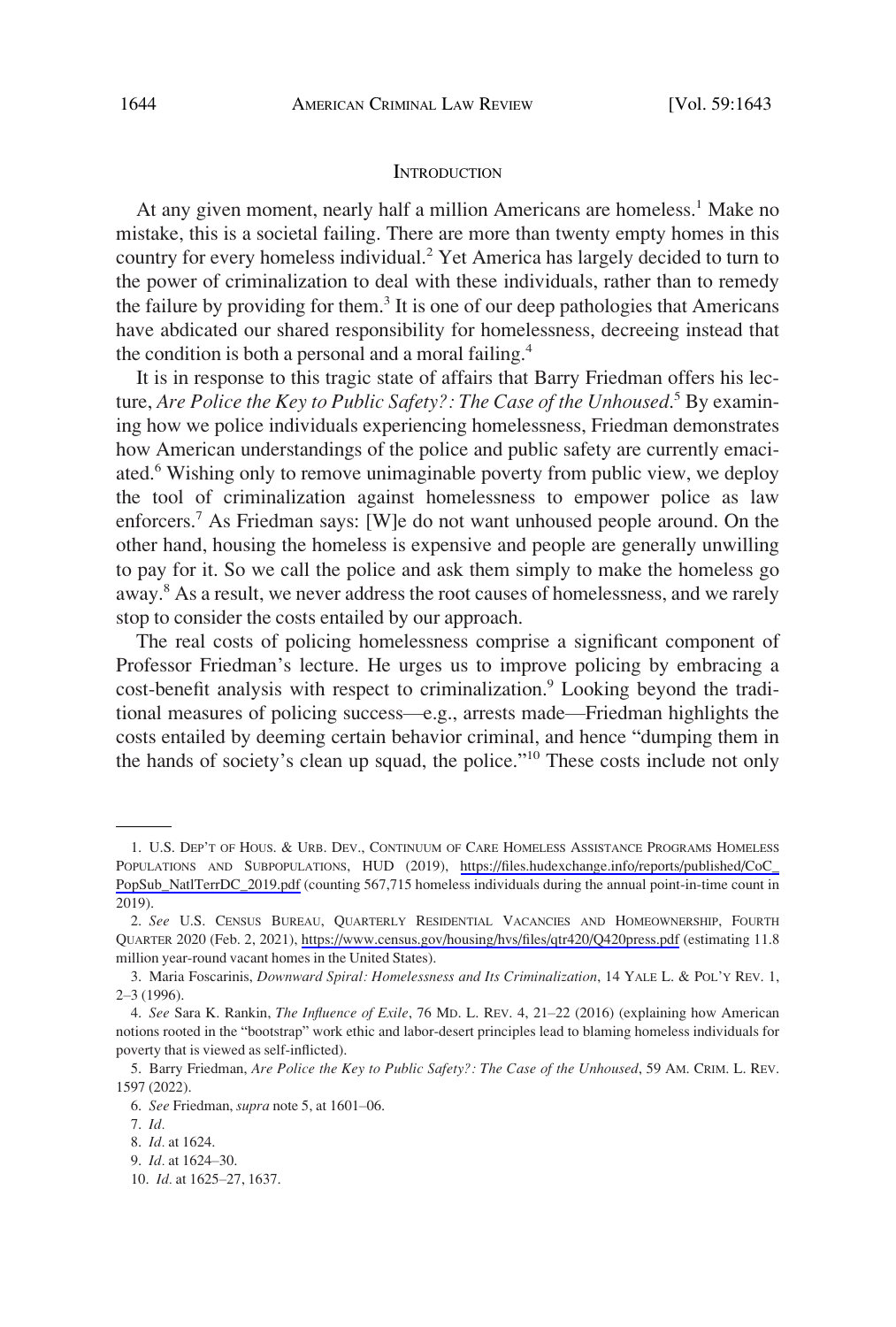## INTRODUCTION

At any given moment, nearly half a million Americans are homeless.[1] Make no mistake, this is a societal failing. There are more than twenty empty homes in this country for every homeless individual.[2] Yet America has largely decided to turn to the power of criminalization to deal with these individuals, rather than to remedy the failure by providing for them.[3] It is one of our deep pathologies that Americans have abdicated our shared responsibility for homelessness, decreeing instead that the condition is both a personal and a moral failing.[4]

It is in response to this tragic state of affairs that Barry Friedman offers his lecture, *Are Police the Key to Public Safety?: The Case of the Unhoused*.[5] By examining how we police individuals experiencing homelessness, Friedman demonstrates how American understandings of the police and public safety are currently emaciated.[6] Wishing only to remove unimaginable poverty from public view, we deploy the tool of criminalization against homelessness to empower police as law enforcers.[7] As Friedman says: [W]e do not want unhoused people around. On the other hand, housing the homeless is expensive and people are generally unwilling to pay for it. So we call the police and ask them simply to make the homeless go away.[8] As a result, we never address the root causes of homelessness, and we rarely stop to consider the costs entailed by our approach.

The real costs of policing homelessness comprise a significant component of Professor Friedman's lecture. He urges us to improve policing by embracing a cost-benefit analysis with respect to criminalization.[9] Looking beyond the traditional measures of policing success—e.g., arrests made—Friedman highlights the costs entailed by deeming certain behavior criminal, and hence "dumping them in the hands of society's clean up squad, the police."[10] These costs include not only

---

1. U.S. DEP'T OF HOUS. & URB. DEV., CONTINUUM OF CARE HOMELESS ASSISTANCE PROGRAMS HOMELESS POPULATIONS AND SUBPOPULATIONS, HUD (2019), https://files.hudexchange.info/reports/published/CoC_PopSub_NatlTerrDC_2019.pdf (counting 567,715 homeless individuals during the annual point-in-time count in 2019).

2. *See* U.S. CENSUS BUREAU, QUARTERLY RESIDENTIAL VACANCIES AND HOMEOWNERSHIP, FOURTH QUARTER 2020 (Feb. 2, 2021), https://www.census.gov/housing/hvs/files/qtr420/Q420press.pdf (estimating 11.8 million year-round vacant homes in the United States).

3. Maria Foscarinis, *Downward Spiral: Homelessness and Its Criminalization*, 14 YALE L. & POL'Y REV. 1, 2–3 (1996).

4. *See* Sara K. Rankin, *The Influence of Exile*, 76 MD. L. REV. 4, 21–22 (2016) (explaining how American notions rooted in the "bootstrap" work ethic and labor-desert principles lead to blaming homeless individuals for poverty that is viewed as self-inflicted).

5. Barry Friedman, *Are Police the Key to Public Safety?: The Case of the Unhoused*, 59 AM. CRIM. L. REV. 1597 (2022).

6. *See* Friedman, *supra* note 5, at 1601–06.

7. *Id.*

8. *Id.* at 1624.

9. *Id.* at 1624–30.

10. *Id.* at 1625–27, 1637.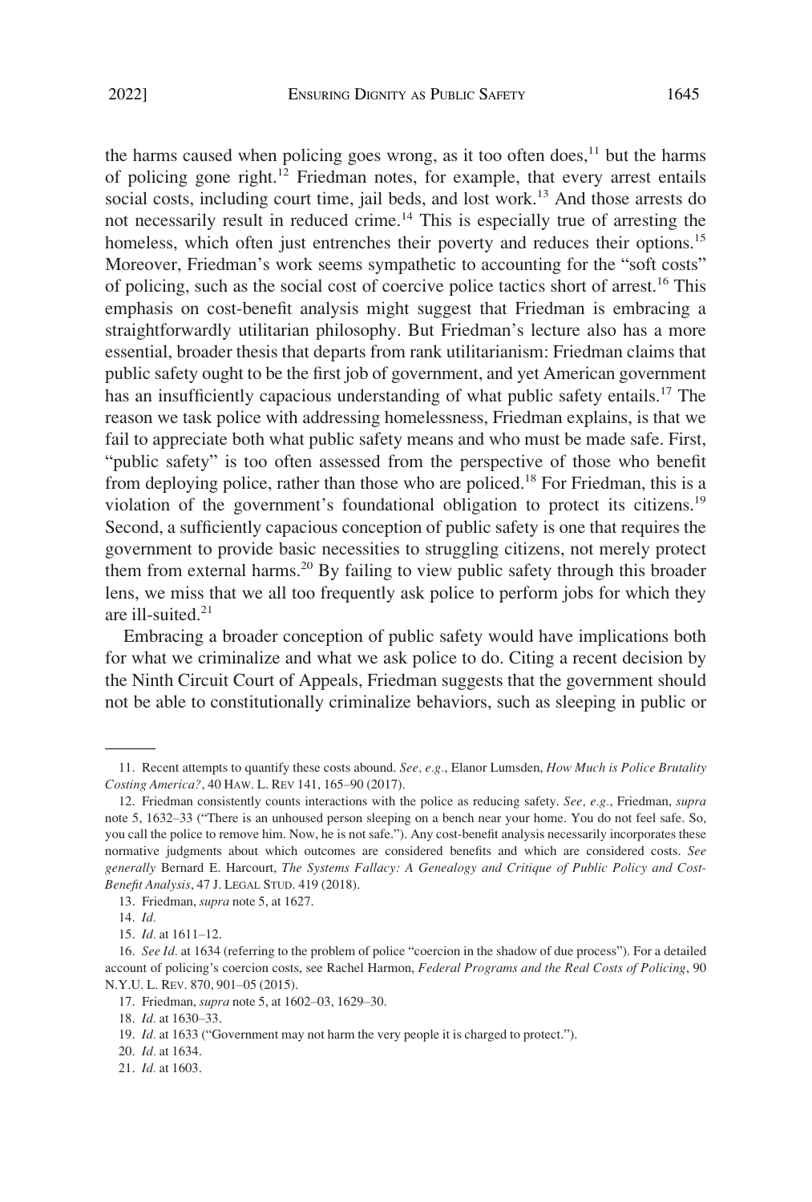the harms caused when policing goes wrong, as it too often does,[11] but the harms of policing gone right.[12] Friedman notes, for example, that every arrest entails social costs, including court time, jail beds, and lost work.[13] And those arrests do not necessarily result in reduced crime.[14] This is especially true of arresting the homeless, which often just entrenches their poverty and reduces their options.[15] Moreover, Friedman's work seems sympathetic to accounting for the "soft costs" of policing, such as the social cost of coercive police tactics short of arrest.[16] This emphasis on cost-benefit analysis might suggest that Friedman is embracing a straightforwardly utilitarian philosophy. But Friedman's lecture also has a more essential, broader thesis that departs from rank utilitarianism: Friedman claims that public safety ought to be the first job of government, and yet American government has an insufficiently capacious understanding of what public safety entails.[17] The reason we task police with addressing homelessness, Friedman explains, is that we fail to appreciate both what public safety means and who must be made safe. First, "public safety" is too often assessed from the perspective of those who benefit from deploying police, rather than those who are policed.[18] For Friedman, this is a violation of the government's foundational obligation to protect its citizens.[19] Second, a sufficiently capacious conception of public safety is one that requires the government to provide basic necessities to struggling citizens, not merely protect them from external harms.[20] By failing to view public safety through this broader lens, we miss that we all too frequently ask police to perform jobs for which they are ill-suited.[21]

Embracing a broader conception of public safety would have implications both for what we criminalize and what we ask police to do. Citing a recent decision by the Ninth Circuit Court of Appeals, Friedman suggests that the government should not be able to constitutionally criminalize behaviors, such as sleeping in public or

---

11. Recent attempts to quantify these costs abound. *See, e.g.*, Elanor Lumsden, *How Much is Police Brutality Costing America?*, 40 HAW. L. REV 141, 165–90 (2017).

12. Friedman consistently counts interactions with the police as reducing safety. *See, e.g.*, Friedman, *supra* note 5, 1632–33 ("There is an unhoused person sleeping on a bench near your home. You do not feel safe. So, you call the police to remove him. Now, he is not safe."). Any cost-benefit analysis necessarily incorporates these normative judgments about which outcomes are considered benefits and which are considered costs. *See generally* Bernard E. Harcourt, *The Systems Fallacy: A Genealogy and Critique of Public Policy and Cost-Benefit Analysis*, 47 J. LEGAL STUD. 419 (2018).

13. Friedman, *supra* note 5, at 1627.

14. *Id.*

15. *Id.* at 1611–12.

16. *See Id.* at 1634 (referring to the problem of police "coercion in the shadow of due process"). For a detailed account of policing's coercion costs, see Rachel Harmon, *Federal Programs and the Real Costs of Policing*, 90 N.Y.U. L. REV. 870, 901–05 (2015).

17. Friedman, *supra* note 5, at 1602–03, 1629–30.

18. *Id.* at 1630–33.

19. *Id.* at 1633 ("Government may not harm the very people it is charged to protect.").

20. *Id.* at 1634.

21. *Id.* at 1603.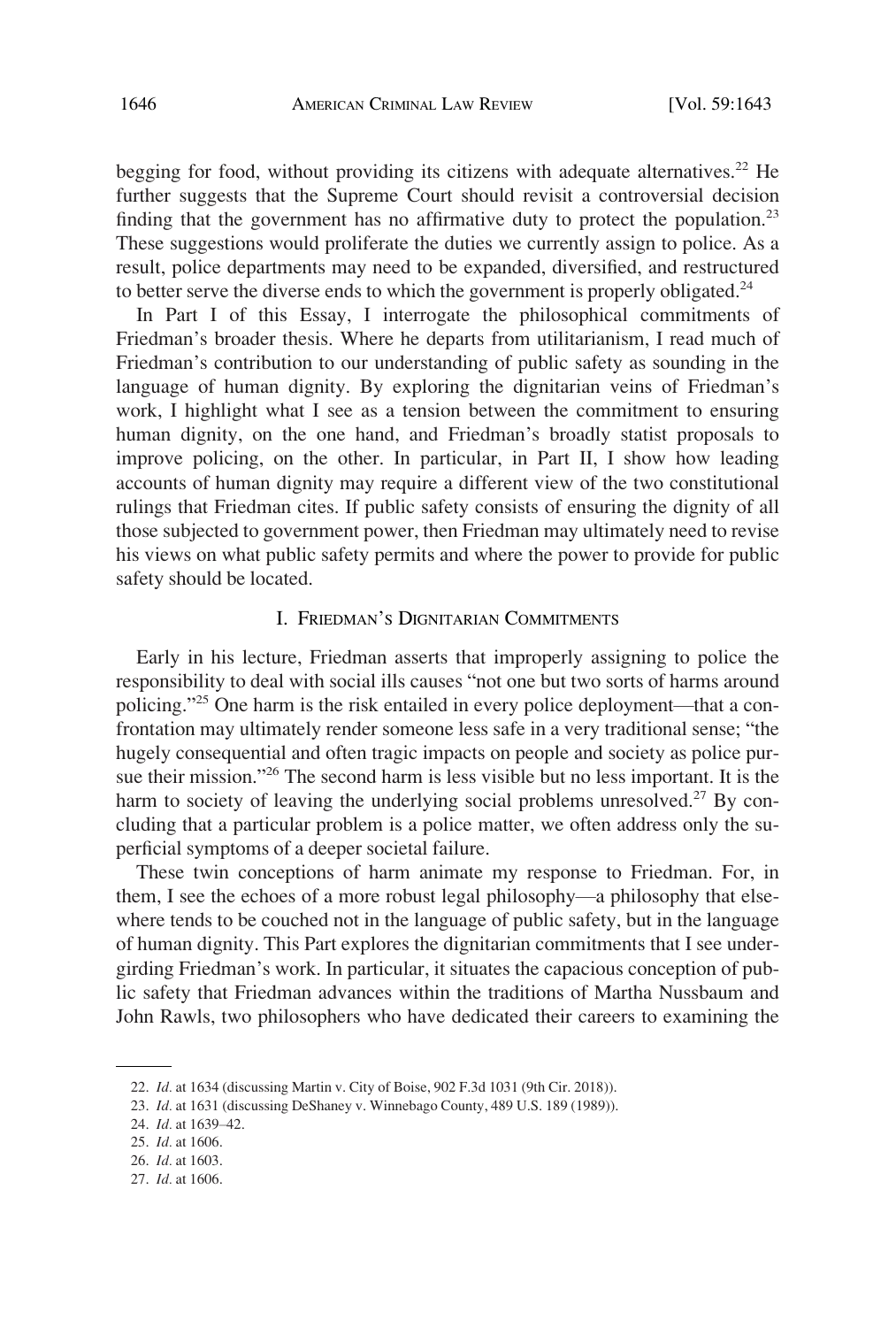begging for food, without providing its citizens with adequate alternatives.[22] He further suggests that the Supreme Court should revisit a controversial decision finding that the government has no affirmative duty to protect the population.[23] These suggestions would proliferate the duties we currently assign to police. As a result, police departments may need to be expanded, diversified, and restructured to better serve the diverse ends to which the government is properly obligated.[24]

In Part I of this Essay, I interrogate the philosophical commitments of Friedman's broader thesis. Where he departs from utilitarianism, I read much of Friedman's contribution to our understanding of public safety as sounding in the language of human dignity. By exploring the dignitarian veins of Friedman's work, I highlight what I see as a tension between the commitment to ensuring human dignity, on the one hand, and Friedman's broadly statist proposals to improve policing, on the other. In particular, in Part II, I show how leading accounts of human dignity may require a different view of the two constitutional rulings that Friedman cites. If public safety consists of ensuring the dignity of all those subjected to government power, then Friedman may ultimately need to revise his views on what public safety permits and where the power to provide for public safety should be located.

## I. Friedman's Dignitarian Commitments

Early in his lecture, Friedman asserts that improperly assigning to police the responsibility to deal with social ills causes "not one but two sorts of harms around policing."[25] One harm is the risk entailed in every police deployment—that a confrontation may ultimately render someone less safe in a very traditional sense; "the hugely consequential and often tragic impacts on people and society as police pursue their mission."[26] The second harm is less visible but no less important. It is the harm to society of leaving the underlying social problems unresolved.[27] By concluding that a particular problem is a police matter, we often address only the superficial symptoms of a deeper societal failure.

These twin conceptions of harm animate my response to Friedman. For, in them, I see the echoes of a more robust legal philosophy—a philosophy that elsewhere tends to be couched not in the language of public safety, but in the language of human dignity. This Part explores the dignitarian commitments that I see undergirding Friedman's work. In particular, it situates the capacious conception of public safety that Friedman advances within the traditions of Martha Nussbaum and John Rawls, two philosophers who have dedicated their careers to examining the

22. *Id.* at 1634 (discussing Martin v. City of Boise, 902 F.3d 1031 (9th Cir. 2018)).

23. *Id.* at 1631 (discussing DeShaney v. Winnebago County, 489 U.S. 189 (1989)).

24. *Id.* at 1639–42.

25. *Id.* at 1606.

26. *Id.* at 1603.

27. *Id.* at 1606.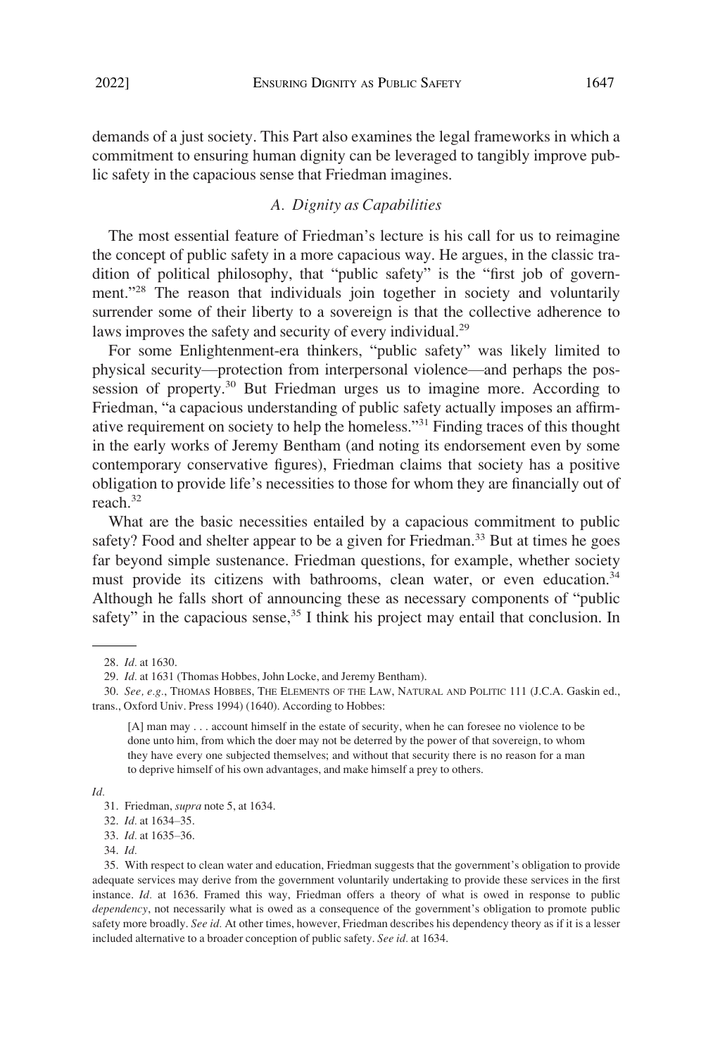demands of a just society. This Part also examines the legal frameworks in which a commitment to ensuring human dignity can be leveraged to tangibly improve public safety in the capacious sense that Friedman imagines.

### *A. Dignity as Capabilities*

The most essential feature of Friedman's lecture is his call for us to reimagine the concept of public safety in a more capacious way. He argues, in the classic tradition of political philosophy, that "public safety" is the "first job of government."[28] The reason that individuals join together in society and voluntarily surrender some of their liberty to a sovereign is that the collective adherence to laws improves the safety and security of every individual.[29]

For some Enlightenment-era thinkers, "public safety" was likely limited to physical security—protection from interpersonal violence—and perhaps the possession of property.[30] But Friedman urges us to imagine more. According to Friedman, "a capacious understanding of public safety actually imposes an affirmative requirement on society to help the homeless."[31] Finding traces of this thought in the early works of Jeremy Bentham (and noting its endorsement even by some contemporary conservative figures), Friedman claims that society has a positive obligation to provide life's necessities to those for whom they are financially out of reach.[32]

What are the basic necessities entailed by a capacious commitment to public safety? Food and shelter appear to be a given for Friedman.[33] But at times he goes far beyond simple sustenance. Friedman questions, for example, whether society must provide its citizens with bathrooms, clean water, or even education.[34] Although he falls short of announcing these as necessary components of "public safety" in the capacious sense,[35] I think his project may entail that conclusion. In

---

28. *Id.* at 1630.

29. *Id.* at 1631 (Thomas Hobbes, John Locke, and Jeremy Bentham).

30. *See, e.g.*, THOMAS HOBBES, THE ELEMENTS OF THE LAW, NATURAL AND POLITIC 111 (J.C.A. Gaskin ed., trans., Oxford Univ. Press 1994) (1640). According to Hobbes:

> [A] man may . . . account himself in the estate of security, when he can foresee no violence to be done unto him, from which the doer may not be deterred by the power of that sovereign, to whom they have every one subjected themselves; and without that security there is no reason for a man to deprive himself of his own advantages, and make himself a prey to others.

*Id.*

31. Friedman, *supra* note 5, at 1634.

32. *Id.* at 1634–35.

33. *Id.* at 1635–36.

34. *Id.*

35. With respect to clean water and education, Friedman suggests that the government's obligation to provide adequate services may derive from the government voluntarily undertaking to provide these services in the first instance. *Id.* at 1636. Framed this way, Friedman offers a theory of what is owed in response to public *dependency*, not necessarily what is owed as a consequence of the government's obligation to promote public safety more broadly. *See id.* At other times, however, Friedman describes his dependency theory as if it is a lesser included alternative to a broader conception of public safety. *See id.* at 1634.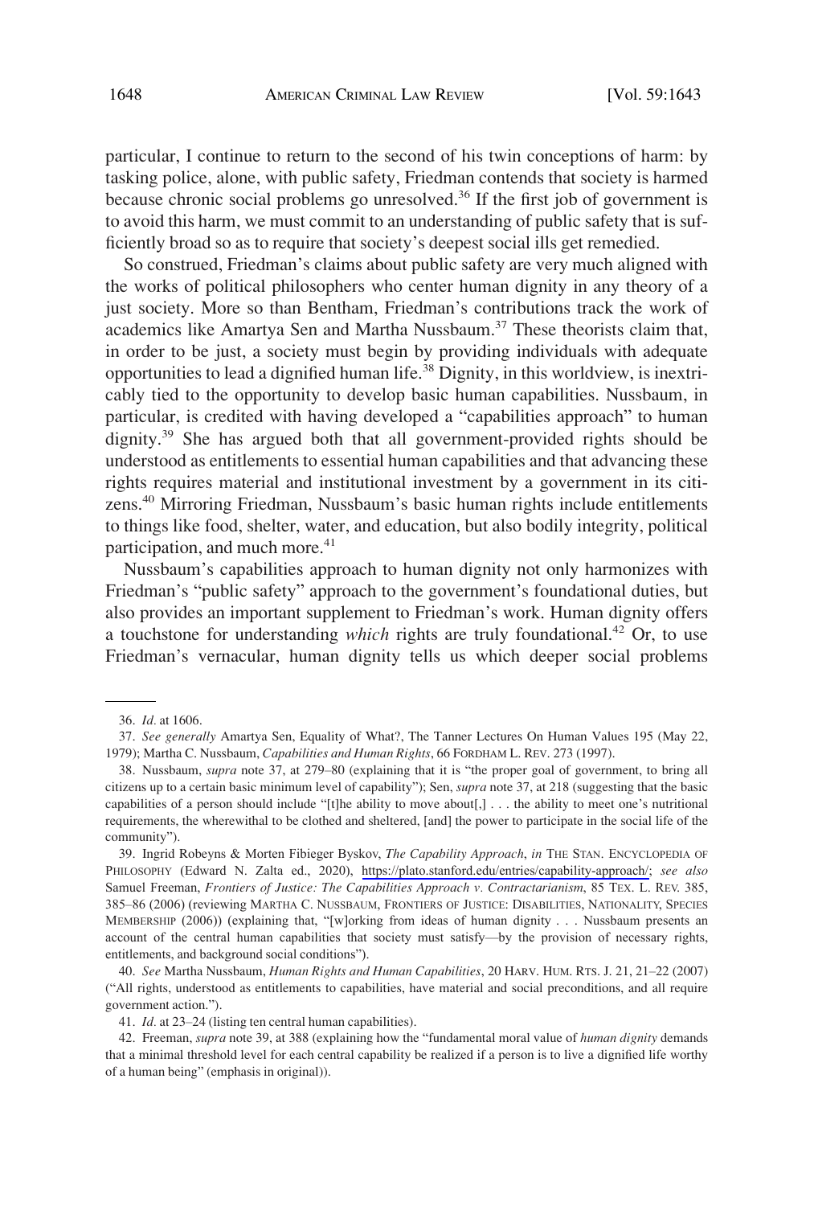particular, I continue to return to the second of his twin conceptions of harm: by tasking police, alone, with public safety, Friedman contends that society is harmed because chronic social problems go unresolved.[36] If the first job of government is to avoid this harm, we must commit to an understanding of public safety that is sufficiently broad so as to require that society's deepest social ills get remedied.

So construed, Friedman's claims about public safety are very much aligned with the works of political philosophers who center human dignity in any theory of a just society. More so than Bentham, Friedman's contributions track the work of academics like Amartya Sen and Martha Nussbaum.[37] These theorists claim that, in order to be just, a society must begin by providing individuals with adequate opportunities to lead a dignified human life.[38] Dignity, in this worldview, is inextricably tied to the opportunity to develop basic human capabilities. Nussbaum, in particular, is credited with having developed a "capabilities approach" to human dignity.[39] She has argued both that all government-provided rights should be understood as entitlements to essential human capabilities and that advancing these rights requires material and institutional investment by a government in its citizens.[40] Mirroring Friedman, Nussbaum's basic human rights include entitlements to things like food, shelter, water, and education, but also bodily integrity, political participation, and much more.[41]

Nussbaum's capabilities approach to human dignity not only harmonizes with Friedman's "public safety" approach to the government's foundational duties, but also provides an important supplement to Friedman's work. Human dignity offers a touchstone for understanding *which* rights are truly foundational.[42] Or, to use Friedman's vernacular, human dignity tells us which deeper social problems

---

36. *Id.* at 1606.

37. *See generally* Amartya Sen, Equality of What?, The Tanner Lectures On Human Values 195 (May 22, 1979); Martha C. Nussbaum, *Capabilities and Human Rights*, 66 FORDHAM L. REV. 273 (1997).

38. Nussbaum, *supra* note 37, at 279–80 (explaining that it is "the proper goal of government, to bring all citizens up to a certain basic minimum level of capability"); Sen, *supra* note 37, at 218 (suggesting that the basic capabilities of a person should include "[t]he ability to move about[,] . . . the ability to meet one's nutritional requirements, the wherewithal to be clothed and sheltered, [and] the power to participate in the social life of the community").

39. Ingrid Robeyns & Morten Fibieger Byskov, *The Capability Approach*, *in* THE STAN. ENCYCLOPEDIA OF PHILOSOPHY (Edward N. Zalta ed., 2020), https://plato.stanford.edu/entries/capability-approach/; *see also* Samuel Freeman, *Frontiers of Justice: The Capabilities Approach v. Contractarianism*, 85 TEX. L. REV. 385, 385–86 (2006) (reviewing MARTHA C. NUSSBAUM, FRONTIERS OF JUSTICE: DISABILITIES, NATIONALITY, SPECIES MEMBERSHIP (2006)) (explaining that, "[w]orking from ideas of human dignity . . . Nussbaum presents an account of the central human capabilities that society must satisfy—by the provision of necessary rights, entitlements, and background social conditions").

40. *See* Martha Nussbaum, *Human Rights and Human Capabilities*, 20 HARV. HUM. RTS. J. 21, 21–22 (2007) ("All rights, understood as entitlements to capabilities, have material and social preconditions, and all require government action.").

41. *Id.* at 23–24 (listing ten central human capabilities).

42. Freeman, *supra* note 39, at 388 (explaining how the "fundamental moral value of *human dignity* demands that a minimal threshold level for each central capability be realized if a person is to live a dignified life worthy of a human being" (emphasis in original)).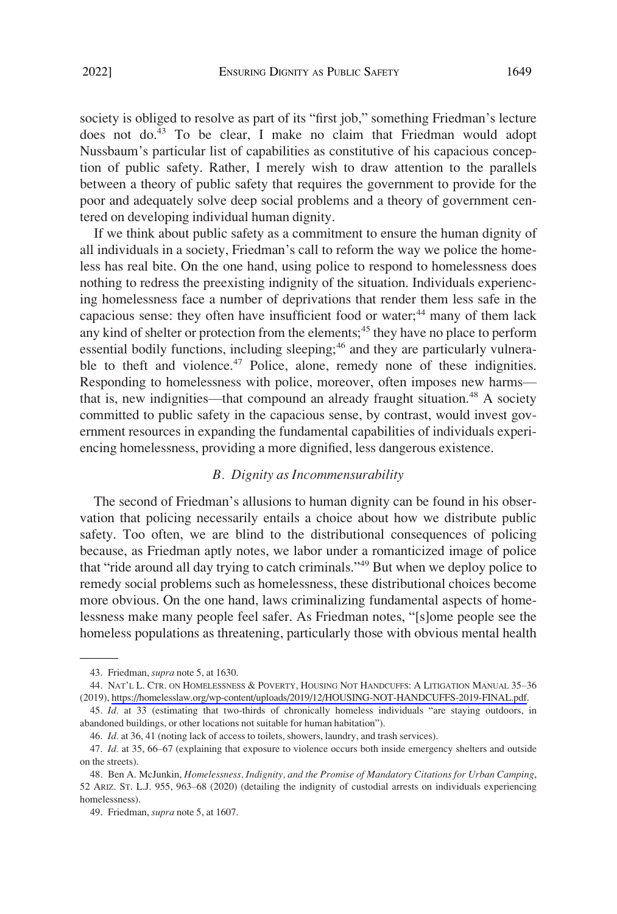society is obliged to resolve as part of its "first job," something Friedman's lecture does not do.[43] To be clear, I make no claim that Friedman would adopt Nussbaum's particular list of capabilities as constitutive of his capacious conception of public safety. Rather, I merely wish to draw attention to the parallels between a theory of public safety that requires the government to provide for the poor and adequately solve deep social problems and a theory of government centered on developing individual human dignity.

If we think about public safety as a commitment to ensure the human dignity of all individuals in a society, Friedman's call to reform the way we police the homeless has real bite. On the one hand, using police to respond to homelessness does nothing to redress the preexisting indignity of the situation. Individuals experiencing homelessness face a number of deprivations that render them less safe in the capacious sense: they often have insufficient food or water;[44] many of them lack any kind of shelter or protection from the elements;[45] they have no place to perform essential bodily functions, including sleeping;[46] and they are particularly vulnerable to theft and violence.[47] Police, alone, remedy none of these indignities. Responding to homelessness with police, moreover, often imposes new harms—that is, new indignities—that compound an already fraught situation.[48] A society committed to public safety in the capacious sense, by contrast, would invest government resources in expanding the fundamental capabilities of individuals experiencing homelessness, providing a more dignified, less dangerous existence.

### *B. Dignity as Incommensurability*

The second of Friedman's allusions to human dignity can be found in his observation that policing necessarily entails a choice about how we distribute public safety. Too often, we are blind to the distributional consequences of policing because, as Friedman aptly notes, we labor under a romanticized image of police that "ride around all day trying to catch criminals."[49] But when we deploy police to remedy social problems such as homelessness, these distributional choices become more obvious. On the one hand, laws criminalizing fundamental aspects of homelessness make many people feel safer. As Friedman notes, "[s]ome people see the homeless populations as threatening, particularly those with obvious mental health

---

43. Friedman, *supra* note 5, at 1630.

44. NAT'L L. CTR. ON HOMELESSNESS & POVERTY, HOUSING NOT HANDCUFFS: A LITIGATION MANUAL 35–36 (2019), https://homelesslaw.org/wp-content/uploads/2019/12/HOUSING-NOT-HANDCUFFS-2019-FINAL.pdf.

45. *Id.* at 33 (estimating that two-thirds of chronically homeless individuals "are staying outdoors, in abandoned buildings, or other locations not suitable for human habitation").

46. *Id.* at 36, 41 (noting lack of access to toilets, showers, laundry, and trash services).

47. *Id.* at 35, 66–67 (explaining that exposure to violence occurs both inside emergency shelters and outside on the streets).

48. Ben A. McJunkin, *Homelessness, Indignity, and the Promise of Mandatory Citations for Urban Camping*, 52 ARIZ. ST. L.J. 955, 963–68 (2020) (detailing the indignity of custodial arrests on individuals experiencing homelessness).

49. Friedman, *supra* note 5, at 1607.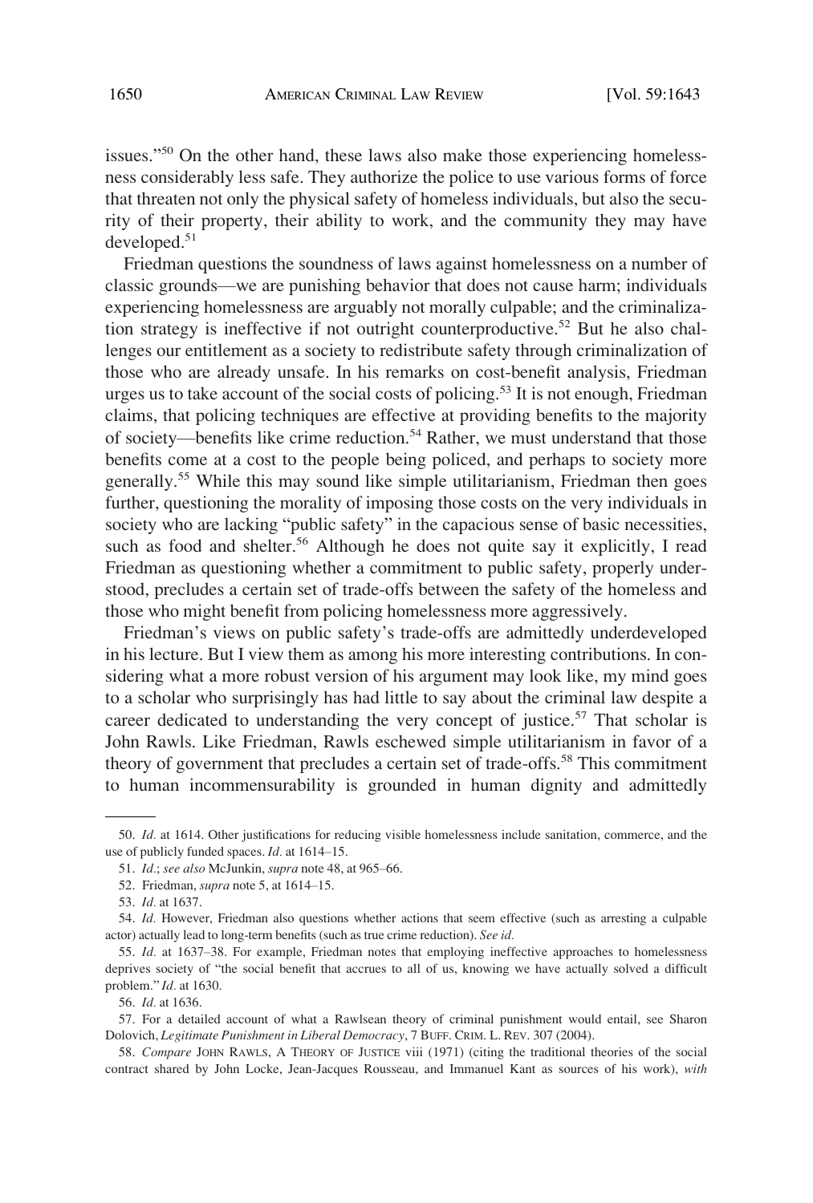issues."[50] On the other hand, these laws also make those experiencing homelessness considerably less safe. They authorize the police to use various forms of force that threaten not only the physical safety of homeless individuals, but also the security of their property, their ability to work, and the community they may have developed.[51]

Friedman questions the soundness of laws against homelessness on a number of classic grounds—we are punishing behavior that does not cause harm; individuals experiencing homelessness are arguably not morally culpable; and the criminalization strategy is ineffective if not outright counterproductive.[52] But he also challenges our entitlement as a society to redistribute safety through criminalization of those who are already unsafe. In his remarks on cost-benefit analysis, Friedman urges us to take account of the social costs of policing.[53] It is not enough, Friedman claims, that policing techniques are effective at providing benefits to the majority of society—benefits like crime reduction.[54] Rather, we must understand that those benefits come at a cost to the people being policed, and perhaps to society more generally.[55] While this may sound like simple utilitarianism, Friedman then goes further, questioning the morality of imposing those costs on the very individuals in society who are lacking "public safety" in the capacious sense of basic necessities, such as food and shelter.[56] Although he does not quite say it explicitly, I read Friedman as questioning whether a commitment to public safety, properly understood, precludes a certain set of trade-offs between the safety of the homeless and those who might benefit from policing homelessness more aggressively.

Friedman's views on public safety's trade-offs are admittedly underdeveloped in his lecture. But I view them as among his more interesting contributions. In considering what a more robust version of his argument may look like, my mind goes to a scholar who surprisingly has had little to say about the criminal law despite a career dedicated to understanding the very concept of justice.[57] That scholar is John Rawls. Like Friedman, Rawls eschewed simple utilitarianism in favor of a theory of government that precludes a certain set of trade-offs.[58] This commitment to human incommensurability is grounded in human dignity and admittedly

50. *Id.* at 1614. Other justifications for reducing visible homelessness include sanitation, commerce, and the use of publicly funded spaces. *Id.* at 1614–15.

51. *Id.*; *see also* McJunkin, *supra* note 48, at 965–66.

52. Friedman, *supra* note 5, at 1614–15.

53. *Id.* at 1637.

54. *Id.* However, Friedman also questions whether actions that seem effective (such as arresting a culpable actor) actually lead to long-term benefits (such as true crime reduction). *See id.*

55. *Id.* at 1637–38. For example, Friedman notes that employing ineffective approaches to homelessness deprives society of "the social benefit that accrues to all of us, knowing we have actually solved a difficult problem." *Id.* at 1630.

56. *Id.* at 1636.

57. For a detailed account of what a Rawlsean theory of criminal punishment would entail, see Sharon Dolovich, *Legitimate Punishment in Liberal Democracy*, 7 BUFF. CRIM. L. REV. 307 (2004).

58. *Compare* JOHN RAWLS, A THEORY OF JUSTICE viii (1971) (citing the traditional theories of the social contract shared by John Locke, Jean-Jacques Rousseau, and Immanuel Kant as sources of his work), *with*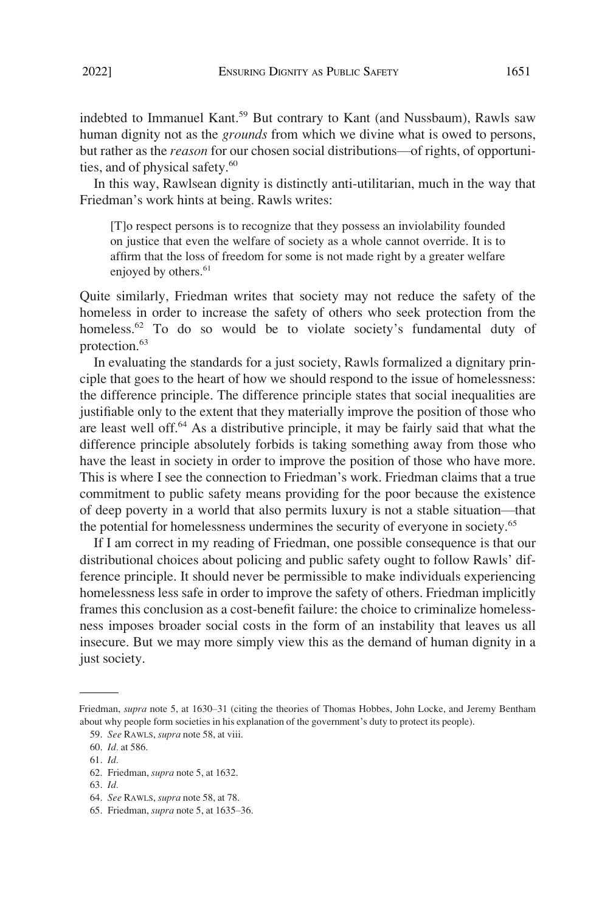indebted to Immanuel Kant.[59] But contrary to Kant (and Nussbaum), Rawls saw human dignity not as the *grounds* from which we divine what is owed to persons, but rather as the *reason* for our chosen social distributions—of rights, of opportunities, and of physical safety.[60]

In this way, Rawlsean dignity is distinctly anti-utilitarian, much in the way that Friedman's work hints at being. Rawls writes:

> [T]o respect persons is to recognize that they possess an inviolability founded on justice that even the welfare of society as a whole cannot override. It is to affirm that the loss of freedom for some is not made right by a greater welfare enjoyed by others.[61]

Quite similarly, Friedman writes that society may not reduce the safety of the homeless in order to increase the safety of others who seek protection from the homeless.[62] To do so would be to violate society's fundamental duty of protection.[63]

In evaluating the standards for a just society, Rawls formalized a dignitary principle that goes to the heart of how we should respond to the issue of homelessness: the difference principle. The difference principle states that social inequalities are justifiable only to the extent that they materially improve the position of those who are least well off.[64] As a distributive principle, it may be fairly said that what the difference principle absolutely forbids is taking something away from those who have the least in society in order to improve the position of those who have more. This is where I see the connection to Friedman's work. Friedman claims that a true commitment to public safety means providing for the poor because the existence of deep poverty in a world that also permits luxury is not a stable situation—that the potential for homelessness undermines the security of everyone in society.[65]

If I am correct in my reading of Friedman, one possible consequence is that our distributional choices about policing and public safety ought to follow Rawls' difference principle. It should never be permissible to make individuals experiencing homelessness less safe in order to improve the safety of others. Friedman implicitly frames this conclusion as a cost-benefit failure: the choice to criminalize homelessness imposes broader social costs in the form of an instability that leaves us all insecure. But we may more simply view this as the demand of human dignity in a just society.

---

Friedman, *supra* note 5, at 1630–31 (citing the theories of Thomas Hobbes, John Locke, and Jeremy Bentham about why people form societies in his explanation of the government's duty to protect its people).

59. *See* RAWLS, *supra* note 58, at viii.

60. *Id.* at 586.

61. *Id.*

62. Friedman, *supra* note 5, at 1632.

63. *Id.*

64. *See* RAWLS, *supra* note 58, at 78.

65. Friedman, *supra* note 5, at 1635–36.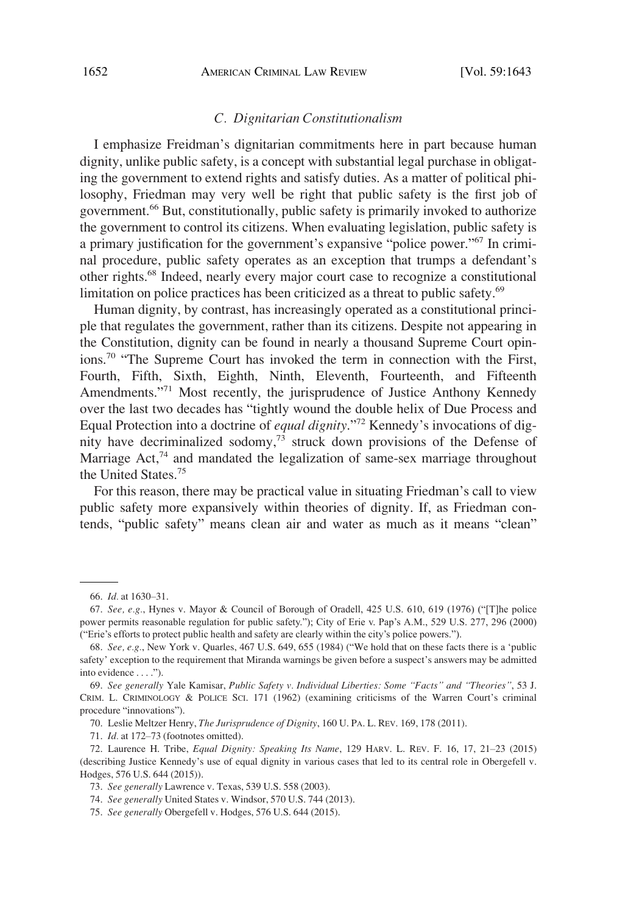### C. Dignitarian Constitutionalism

I emphasize Freidman's dignitarian commitments here in part because human dignity, unlike public safety, is a concept with substantial legal purchase in obligating the government to extend rights and satisfy duties. As a matter of political philosophy, Friedman may very well be right that public safety is the first job of government.[66] But, constitutionally, public safety is primarily invoked to authorize the government to control its citizens. When evaluating legislation, public safety is a primary justification for the government's expansive "police power."[67] In criminal procedure, public safety operates as an exception that trumps a defendant's other rights.[68] Indeed, nearly every major court case to recognize a constitutional limitation on police practices has been criticized as a threat to public safety.[69]

Human dignity, by contrast, has increasingly operated as a constitutional principle that regulates the government, rather than its citizens. Despite not appearing in the Constitution, dignity can be found in nearly a thousand Supreme Court opinions.[70] "The Supreme Court has invoked the term in connection with the First, Fourth, Fifth, Sixth, Eighth, Ninth, Eleventh, Fourteenth, and Fifteenth Amendments."[71] Most recently, the jurisprudence of Justice Anthony Kennedy over the last two decades has "tightly wound the double helix of Due Process and Equal Protection into a doctrine of *equal dignity*."[72] Kennedy's invocations of dignity have decriminalized sodomy,[73] struck down provisions of the Defense of Marriage Act,[74] and mandated the legalization of same-sex marriage throughout the United States.[75]

For this reason, there may be practical value in situating Friedman's call to view public safety more expansively within theories of dignity. If, as Friedman contends, "public safety" means clean air and water as much as it means "clean"

---

66. *Id.* at 1630–31.

67. *See, e.g.*, Hynes v. Mayor & Council of Borough of Oradell, 425 U.S. 610, 619 (1976) ("[T]he police power permits reasonable regulation for public safety."); City of Erie v. Pap's A.M., 529 U.S. 277, 296 (2000) ("Erie's efforts to protect public health and safety are clearly within the city's police powers.").

68. *See, e.g.*, New York v. Quarles, 467 U.S. 649, 655 (1984) ("We hold that on these facts there is a 'public safety' exception to the requirement that Miranda warnings be given before a suspect's answers may be admitted into evidence . . . .").

69. *See generally* Yale Kamisar, *Public Safety v. Individual Liberties: Some "Facts" and "Theories"*, 53 J. CRIM. L. CRIMINOLOGY & POLICE SCI. 171 (1962) (examining criticisms of the Warren Court's criminal procedure "innovations").

70. Leslie Meltzer Henry, *The Jurisprudence of Dignity*, 160 U. PA. L. REV. 169, 178 (2011).

71. *Id.* at 172–73 (footnotes omitted).

72. Laurence H. Tribe, *Equal Dignity: Speaking Its Name*, 129 HARV. L. REV. F. 16, 17, 21–23 (2015) (describing Justice Kennedy's use of equal dignity in various cases that led to its central role in Obergefell v. Hodges, 576 U.S. 644 (2015)).

73. *See generally* Lawrence v. Texas, 539 U.S. 558 (2003).

74. *See generally* United States v. Windsor, 570 U.S. 744 (2013).

75. *See generally* Obergefell v. Hodges, 576 U.S. 644 (2015).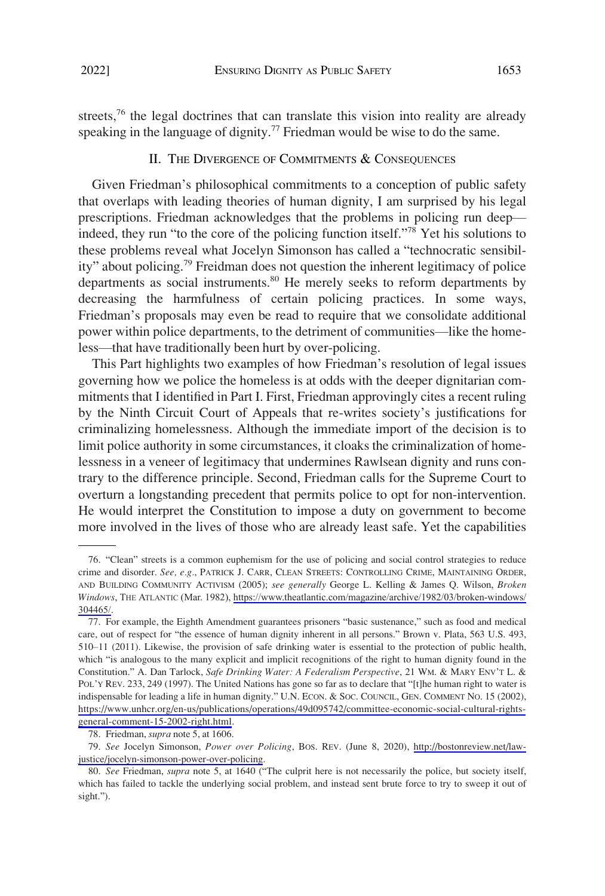streets,[76] the legal doctrines that can translate this vision into reality are already speaking in the language of dignity.[77] Friedman would be wise to do the same.

## II. The Divergence of Commitments & Consequences

Given Friedman's philosophical commitments to a conception of public safety that overlaps with leading theories of human dignity, I am surprised by his legal prescriptions. Friedman acknowledges that the problems in policing run deep—indeed, they run "to the core of the policing function itself."[78] Yet his solutions to these problems reveal what Jocelyn Simonson has called a "technocratic sensibility" about policing.[79] Freidman does not question the inherent legitimacy of police departments as social instruments.[80] He merely seeks to reform departments by decreasing the harmfulness of certain policing practices. In some ways, Friedman's proposals may even be read to require that we consolidate additional power within police departments, to the detriment of communities—like the homeless—that have traditionally been hurt by over-policing.

This Part highlights two examples of how Friedman's resolution of legal issues governing how we police the homeless is at odds with the deeper dignitarian commitments that I identified in Part I. First, Friedman approvingly cites a recent ruling by the Ninth Circuit Court of Appeals that re-writes society's justifications for criminalizing homelessness. Although the immediate import of the decision is to limit police authority in some circumstances, it cloaks the criminalization of homelessness in a veneer of legitimacy that undermines Rawlsean dignity and runs contrary to the difference principle. Second, Friedman calls for the Supreme Court to overturn a longstanding precedent that permits police to opt for non-intervention. He would interpret the Constitution to impose a duty on government to become more involved in the lives of those who are already least safe. Yet the capabilities

---

76. "Clean" streets is a common euphemism for the use of policing and social control strategies to reduce crime and disorder. *See, e.g.*, Patrick J. Carr, Clean Streets: Controlling Crime, Maintaining Order, and Building Community Activism (2005); *see generally* George L. Kelling & James Q. Wilson, *Broken Windows*, The Atlantic (Mar. 1982), https://www.theatlantic.com/magazine/archive/1982/03/broken-windows/304465/.

77. For example, the Eighth Amendment guarantees prisoners "basic sustenance," such as food and medical care, out of respect for "the essence of human dignity inherent in all persons." Brown v. Plata, 563 U.S. 493, 510–11 (2011). Likewise, the provision of safe drinking water is essential to the protection of public health, which "is analogous to the many explicit and implicit recognitions of the right to human dignity found in the Constitution." A. Dan Tarlock, *Safe Drinking Water: A Federalism Perspective*, 21 Wm. & Mary Env't L. & Pol'y Rev. 233, 249 (1997). The United Nations has gone so far as to declare that "[t]he human right to water is indispensable for leading a life in human dignity." U.N. Econ. & Soc. Council, Gen. Comment No. 15 (2002), https://www.unhcr.org/en-us/publications/operations/49d095742/committee-economic-social-cultural-rights-general-comment-15-2002-right.html.

78. Friedman, *supra* note 5, at 1606.

79. *See* Jocelyn Simonson, *Power over Policing*, Bos. Rev. (June 8, 2020), http://bostonreview.net/law-justice/jocelyn-simonson-power-over-policing.

80. *See* Friedman, *supra* note 5, at 1640 ("The culprit here is not necessarily the police, but society itself, which has failed to tackle the underlying social problem, and instead sent brute force to try to sweep it out of sight.").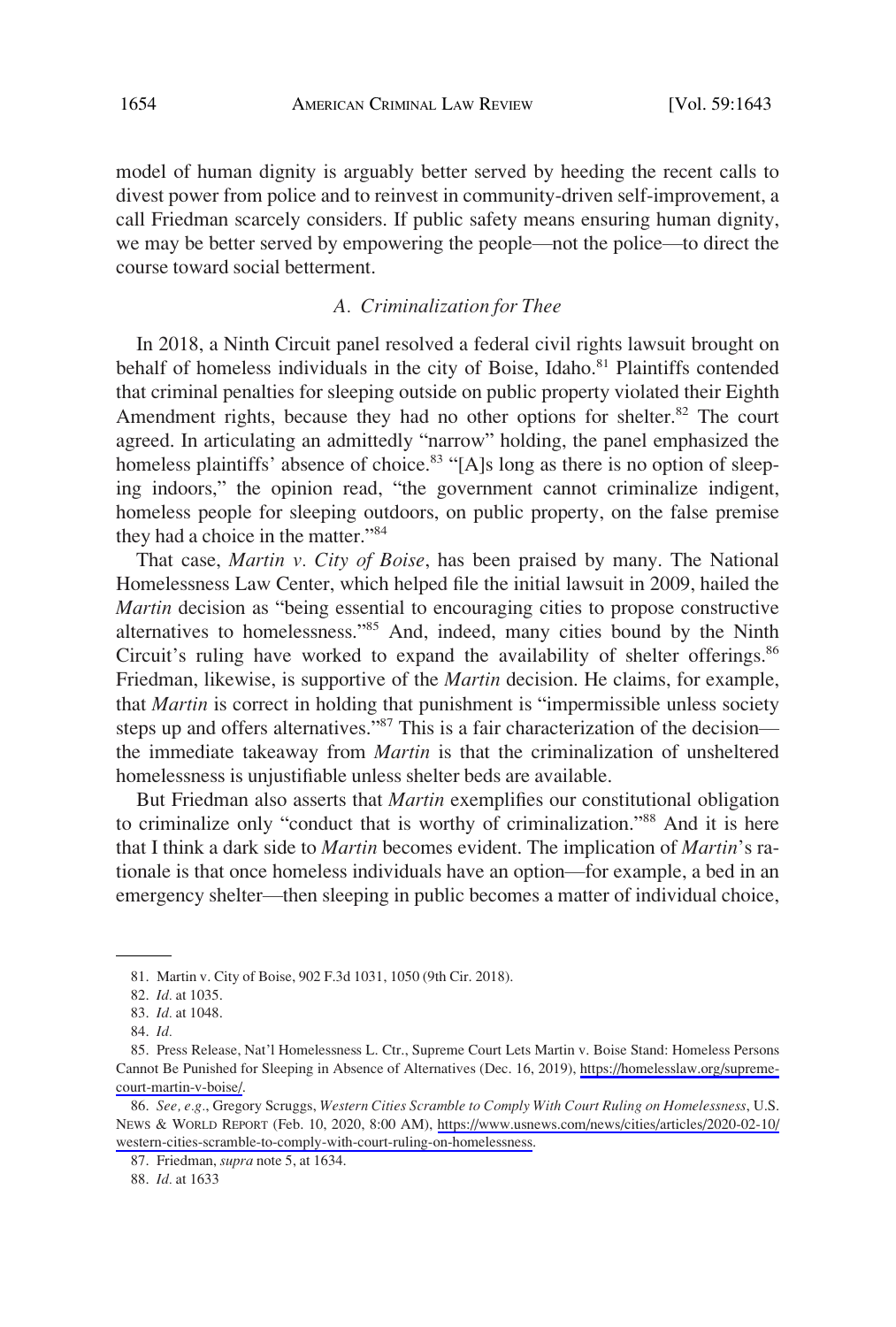model of human dignity is arguably better served by heeding the recent calls to divest power from police and to reinvest in community-driven self-improvement, a call Friedman scarcely considers. If public safety means ensuring human dignity, we may be better served by empowering the people—not the police—to direct the course toward social betterment.

### *A. Criminalization for Thee*

In 2018, a Ninth Circuit panel resolved a federal civil rights lawsuit brought on behalf of homeless individuals in the city of Boise, Idaho.[81] Plaintiffs contended that criminal penalties for sleeping outside on public property violated their Eighth Amendment rights, because they had no other options for shelter.[82] The court agreed. In articulating an admittedly "narrow" holding, the panel emphasized the homeless plaintiffs' absence of choice.[83] "[A]s long as there is no option of sleeping indoors," the opinion read, "the government cannot criminalize indigent, homeless people for sleeping outdoors, on public property, on the false premise they had a choice in the matter."[84]

That case, *Martin v. City of Boise*, has been praised by many. The National Homelessness Law Center, which helped file the initial lawsuit in 2009, hailed the *Martin* decision as "being essential to encouraging cities to propose constructive alternatives to homelessness."[85] And, indeed, many cities bound by the Ninth Circuit's ruling have worked to expand the availability of shelter offerings.[86] Friedman, likewise, is supportive of the *Martin* decision. He claims, for example, that *Martin* is correct in holding that punishment is "impermissible unless society steps up and offers alternatives."[87] This is a fair characterization of the decision—the immediate takeaway from *Martin* is that the criminalization of unsheltered homelessness is unjustifiable unless shelter beds are available.

But Friedman also asserts that *Martin* exemplifies our constitutional obligation to criminalize only "conduct that is worthy of criminalization."[88] And it is here that I think a dark side to *Martin* becomes evident. The implication of *Martin*'s rationale is that once homeless individuals have an option—for example, a bed in an emergency shelter—then sleeping in public becomes a matter of individual choice,

---

81. Martin v. City of Boise, 902 F.3d 1031, 1050 (9th Cir. 2018).

82. *Id.* at 1035.

83. *Id.* at 1048.

84. *Id.*

85. Press Release, Nat'l Homelessness L. Ctr., Supreme Court Lets Martin v. Boise Stand: Homeless Persons Cannot Be Punished for Sleeping in Absence of Alternatives (Dec. 16, 2019), https://homelesslaw.org/supreme-court-martin-v-boise/.

86. *See, e.g.*, Gregory Scruggs, *Western Cities Scramble to Comply With Court Ruling on Homelessness*, U.S. NEWS & WORLD REPORT (Feb. 10, 2020, 8:00 AM), https://www.usnews.com/news/cities/articles/2020-02-10/western-cities-scramble-to-comply-with-court-ruling-on-homelessness.

87. Friedman, *supra* note 5, at 1634.

88. *Id.* at 1633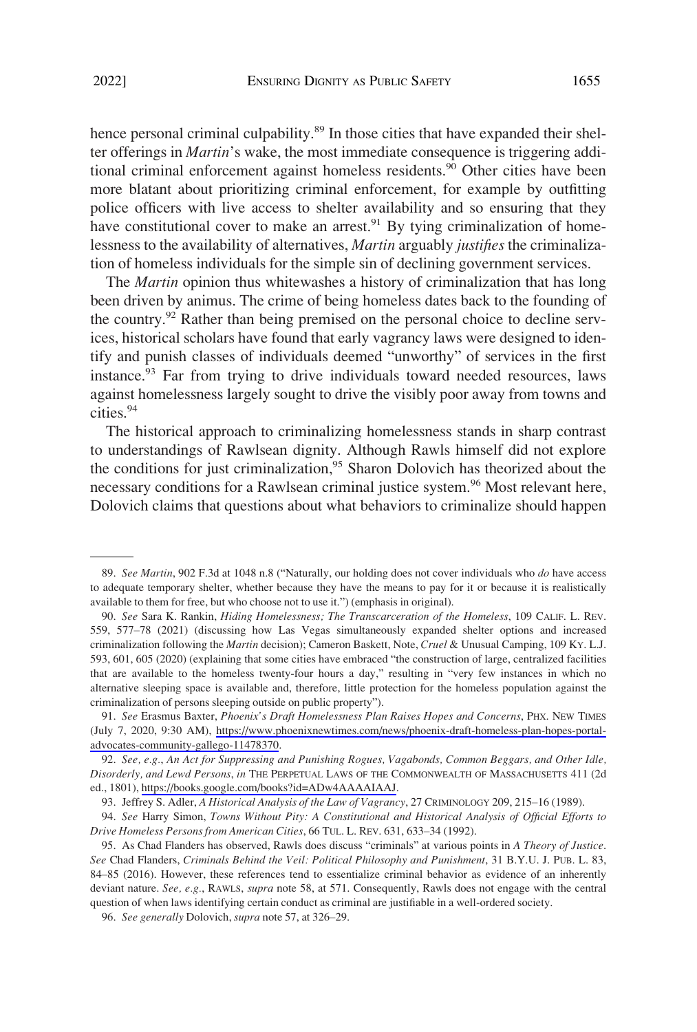hence personal criminal culpability.[89] In those cities that have expanded their shelter offerings in *Martin*'s wake, the most immediate consequence is triggering additional criminal enforcement against homeless residents.[90] Other cities have been more blatant about prioritizing criminal enforcement, for example by outfitting police officers with live access to shelter availability and so ensuring that they have constitutional cover to make an arrest.[91] By tying criminalization of homelessness to the availability of alternatives, *Martin* arguably *justifies* the criminalization of homeless individuals for the simple sin of declining government services.

The *Martin* opinion thus whitewashes a history of criminalization that has long been driven by animus. The crime of being homeless dates back to the founding of the country.[92] Rather than being premised on the personal choice to decline services, historical scholars have found that early vagrancy laws were designed to identify and punish classes of individuals deemed "unworthy" of services in the first instance.[93] Far from trying to drive individuals toward needed resources, laws against homelessness largely sought to drive the visibly poor away from towns and cities.[94]

The historical approach to criminalizing homelessness stands in sharp contrast to understandings of Rawlsean dignity. Although Rawls himself did not explore the conditions for just criminalization,[95] Sharon Dolovich has theorized about the necessary conditions for a Rawlsean criminal justice system.[96] Most relevant here, Dolovich claims that questions about what behaviors to criminalize should happen

---

89. *See Martin*, 902 F.3d at 1048 n.8 ("Naturally, our holding does not cover individuals who *do* have access to adequate temporary shelter, whether because they have the means to pay for it or because it is realistically available to them for free, but who choose not to use it.") (emphasis in original).

90. *See* Sara K. Rankin, *Hiding Homelessness; The Transcarceration of the Homeless*, 109 CALIF. L. REV. 559, 577–78 (2021) (discussing how Las Vegas simultaneously expanded shelter options and increased criminalization following the *Martin* decision); Cameron Baskett, Note, *Cruel* & Unusual Camping, 109 KY. L.J. 593, 601, 605 (2020) (explaining that some cities have embraced "the construction of large, centralized facilities that are available to the homeless twenty-four hours a day," resulting in "very few instances in which no alternative sleeping space is available and, therefore, little protection for the homeless population against the criminalization of persons sleeping outside on public property").

91. *See* Erasmus Baxter, *Phoenix's Draft Homelessness Plan Raises Hopes and Concerns*, PHX. NEW TIMES (July 7, 2020, 9:30 AM), https://www.phoenixnewtimes.com/news/phoenix-draft-homeless-plan-hopes-portal-advocates-community-gallego-11478370.

92. *See, e.g.*, *An Act for Suppressing and Punishing Rogues, Vagabonds, Common Beggars, and Other Idle, Disorderly, and Lewd Persons*, *in* THE PERPETUAL LAWS OF THE COMMONWEALTH OF MASSACHUSETTS 411 (2d ed., 1801), https://books.google.com/books?id=ADw4AAAAIAAJ.

93. Jeffrey S. Adler, *A Historical Analysis of the Law of Vagrancy*, 27 CRIMINOLOGY 209, 215–16 (1989).

94. *See* Harry Simon, *Towns Without Pity: A Constitutional and Historical Analysis of Official Efforts to Drive Homeless Persons from American Cities*, 66 TUL. L. REV. 631, 633–34 (1992).

95. As Chad Flanders has observed, Rawls does discuss "criminals" at various points in *A Theory of Justice*. *See* Chad Flanders, *Criminals Behind the Veil: Political Philosophy and Punishment*, 31 B.Y.U. J. PUB. L. 83, 84–85 (2016). However, these references tend to essentialize criminal behavior as evidence of an inherently deviant nature. *See, e.g.*, RAWLS, *supra* note 58, at 571. Consequently, Rawls does not engage with the central question of when laws identifying certain conduct as criminal are justifiable in a well-ordered society.

96. *See generally* Dolovich, *supra* note 57, at 326–29.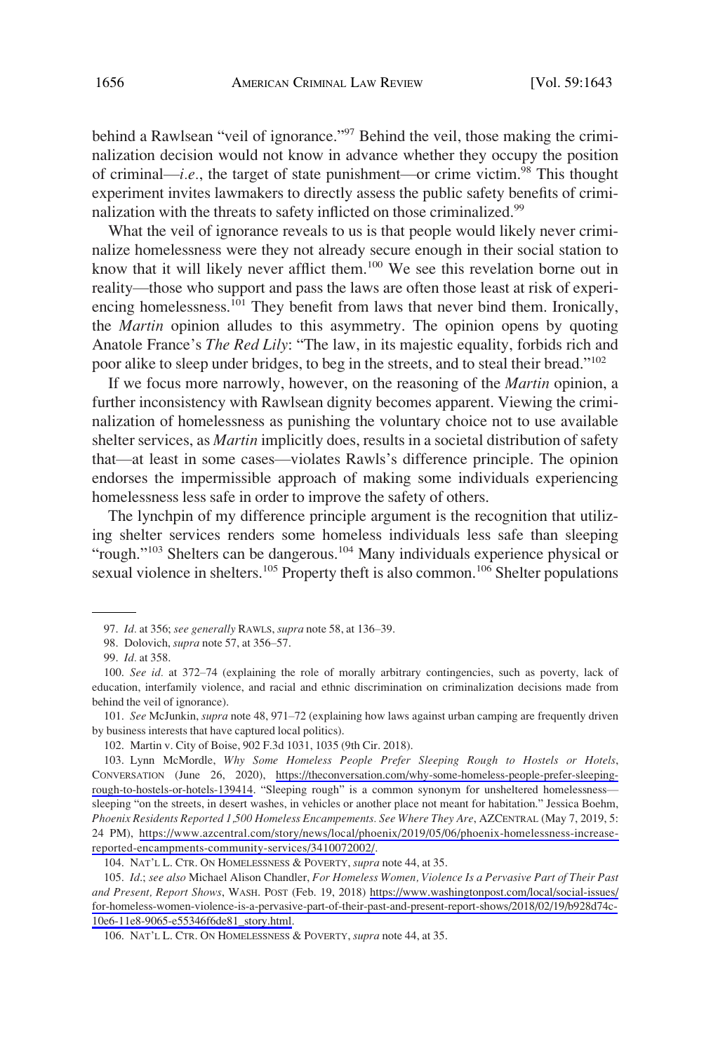behind a Rawlsean "veil of ignorance."[97] Behind the veil, those making the criminalization decision would not know in advance whether they occupy the position of criminal—*i.e.*, the target of state punishment—or crime victim.[98] This thought experiment invites lawmakers to directly assess the public safety benefits of criminalization with the threats to safety inflicted on those criminalized.[99]

What the veil of ignorance reveals to us is that people would likely never criminalize homelessness were they not already secure enough in their social station to know that it will likely never afflict them.[100] We see this revelation borne out in reality—those who support and pass the laws are often those least at risk of experiencing homelessness.[101] They benefit from laws that never bind them. Ironically, the *Martin* opinion alludes to this asymmetry. The opinion opens by quoting Anatole France's *The Red Lily*: "The law, in its majestic equality, forbids rich and poor alike to sleep under bridges, to beg in the streets, and to steal their bread."[102]

If we focus more narrowly, however, on the reasoning of the *Martin* opinion, a further inconsistency with Rawlsean dignity becomes apparent. Viewing the criminalization of homelessness as punishing the voluntary choice not to use available shelter services, as *Martin* implicitly does, results in a societal distribution of safety that—at least in some cases—violates Rawls's difference principle. The opinion endorses the impermissible approach of making some individuals experiencing homelessness less safe in order to improve the safety of others.

The lynchpin of my difference principle argument is the recognition that utilizing shelter services renders some homeless individuals less safe than sleeping "rough."[103] Shelters can be dangerous.[104] Many individuals experience physical or sexual violence in shelters.[105] Property theft is also common.[106] Shelter populations

---

97. *Id.* at 356; *see generally* RAWLS, *supra* note 58, at 136–39.

98. Dolovich, *supra* note 57, at 356–57.

99. *Id.* at 358.

100. *See id.* at 372–74 (explaining the role of morally arbitrary contingencies, such as poverty, lack of education, interfamily violence, and racial and ethnic discrimination on criminalization decisions made from behind the veil of ignorance).

101. *See* McJunkin, *supra* note 48, 971–72 (explaining how laws against urban camping are frequently driven by business interests that have captured local politics).

102. Martin v. City of Boise, 902 F.3d 1031, 1035 (9th Cir. 2018).

103. Lynn McMordle, *Why Some Homeless People Prefer Sleeping Rough to Hostels or Hotels*, CONVERSATION (June 26, 2020), https://theconversation.com/why-some-homeless-people-prefer-sleeping-rough-to-hostels-or-hotels-139414. "Sleeping rough" is a common synonym for unsheltered homelessness—sleeping "on the streets, in desert washes, in vehicles or another place not meant for habitation." Jessica Boehm, *Phoenix Residents Reported 1,500 Homeless Encampements. See Where They Are*, AZCENTRAL (May 7, 2019, 5:24 PM), https://www.azcentral.com/story/news/local/phoenix/2019/05/06/phoenix-homelessness-increase-reported-encampments-community-services/3410072002/.

104. NAT'L L. CTR. ON HOMELESSNESS & POVERTY, *supra* note 44, at 35.

105. *Id.*; *see also* Michael Alison Chandler, *For Homeless Women, Violence Is a Pervasive Part of Their Past and Present, Report Shows*, WASH. POST (Feb. 19, 2018) https://www.washingtonpost.com/local/social-issues/for-homeless-women-violence-is-a-pervasive-part-of-their-past-and-present-report-shows/2018/02/19/b928d74c-10e6-11e8-9065-e55346f6de81_story.html.

106. NAT'L L. CTR. ON HOMELESSNESS & POVERTY, *supra* note 44, at 35.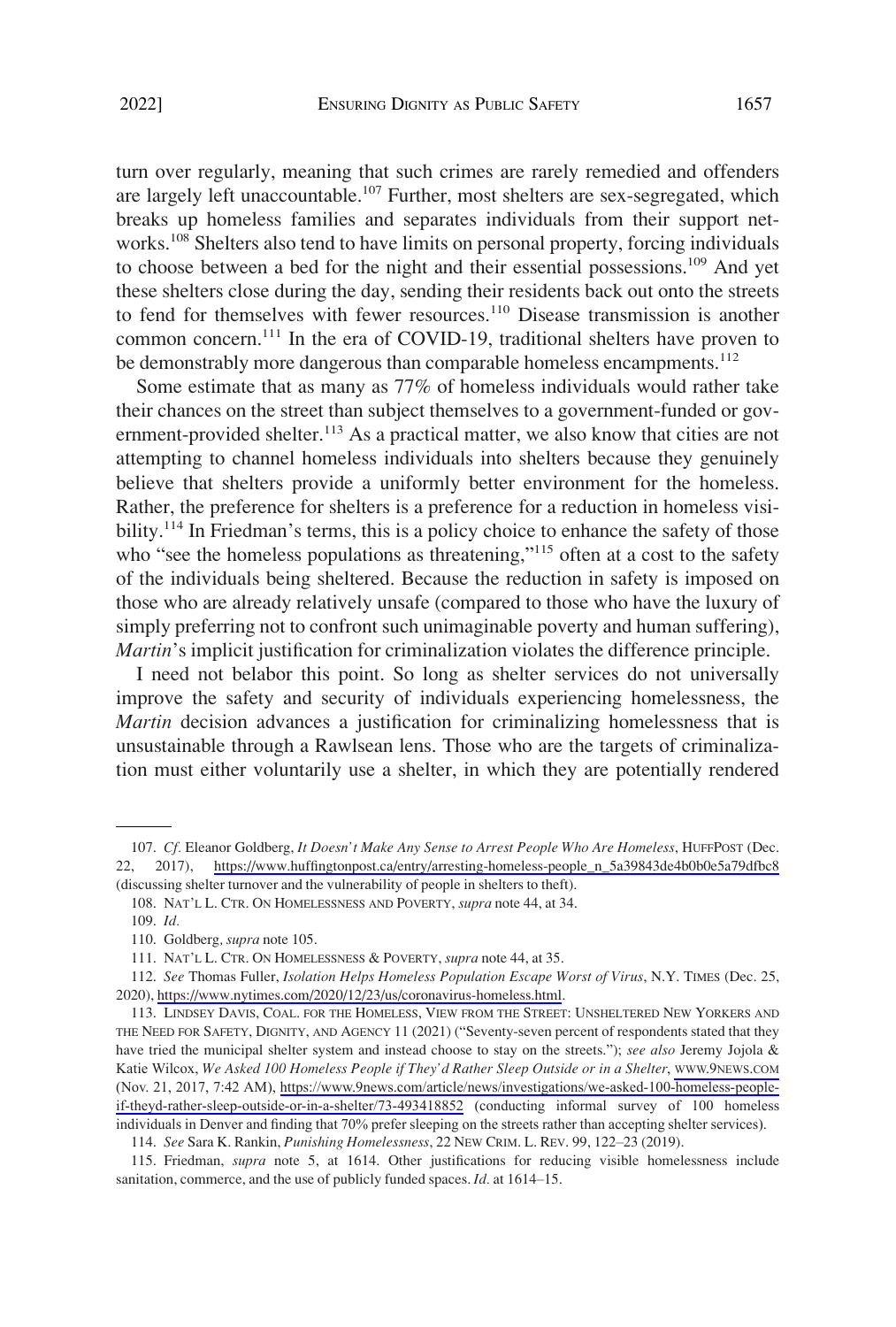turn over regularly, meaning that such crimes are rarely remedied and offenders are largely left unaccountable.[107] Further, most shelters are sex-segregated, which breaks up homeless families and separates individuals from their support networks.[108] Shelters also tend to have limits on personal property, forcing individuals to choose between a bed for the night and their essential possessions.[109] And yet these shelters close during the day, sending their residents back out onto the streets to fend for themselves with fewer resources.[110] Disease transmission is another common concern.[111] In the era of COVID-19, traditional shelters have proven to be demonstrably more dangerous than comparable homeless encampments.[112]

Some estimate that as many as 77% of homeless individuals would rather take their chances on the street than subject themselves to a government-funded or government-provided shelter.[113] As a practical matter, we also know that cities are not attempting to channel homeless individuals into shelters because they genuinely believe that shelters provide a uniformly better environment for the homeless. Rather, the preference for shelters is a preference for a reduction in homeless visibility.[114] In Friedman's terms, this is a policy choice to enhance the safety of those who "see the homeless populations as threatening,"[115] often at a cost to the safety of the individuals being sheltered. Because the reduction in safety is imposed on those who are already relatively unsafe (compared to those who have the luxury of simply preferring not to confront such unimaginable poverty and human suffering), *Martin*'s implicit justification for criminalization violates the difference principle.

I need not belabor this point. So long as shelter services do not universally improve the safety and security of individuals experiencing homelessness, the *Martin* decision advances a justification for criminalizing homelessness that is unsustainable through a Rawlsean lens. Those who are the targets of criminalization must either voluntarily use a shelter, in which they are potentially rendered

---

107. *Cf.* Eleanor Goldberg, *It Doesn't Make Any Sense to Arrest People Who Are Homeless*, HUFFPOST (Dec. 22, 2017), https://www.huffingtonpost.ca/entry/arresting-homeless-people_n_5a39843de4b0b0e5a79dfbc8 (discussing shelter turnover and the vulnerability of people in shelters to theft).

108. NAT'L L. CTR. ON HOMELESSNESS AND POVERTY, *supra* note 44, at 34.

109. *Id.*

110. Goldberg, *supra* note 105.

111. NAT'L L. CTR. ON HOMELESSNESS & POVERTY, *supra* note 44, at 35.

112. *See* Thomas Fuller, *Isolation Helps Homeless Population Escape Worst of Virus*, N.Y. TIMES (Dec. 25, 2020), https://www.nytimes.com/2020/12/23/us/coronavirus-homeless.html.

113. LINDSEY DAVIS, COAL. FOR THE HOMELESS, VIEW FROM THE STREET: UNSHELTERED NEW YORKERS AND THE NEED FOR SAFETY, DIGNITY, AND AGENCY 11 (2021) ("Seventy-seven percent of respondents stated that they have tried the municipal shelter system and instead choose to stay on the streets."); *see also* Jeremy Jojola & Katie Wilcox, *We Asked 100 Homeless People if They'd Rather Sleep Outside or in a Shelter*, WWW.9NEWS.COM (Nov. 21, 2017, 7:42 AM), https://www.9news.com/article/news/investigations/we-asked-100-homeless-people-if-theyd-rather-sleep-outside-or-in-a-shelter/73-493418852 (conducting informal survey of 100 homeless individuals in Denver and finding that 70% prefer sleeping on the streets rather than accepting shelter services).

114. *See* Sara K. Rankin, *Punishing Homelessness*, 22 NEW CRIM. L. REV. 99, 122–23 (2019).

115. Friedman, *supra* note 5, at 1614. Other justifications for reducing visible homelessness include sanitation, commerce, and the use of publicly funded spaces. *Id.* at 1614–15.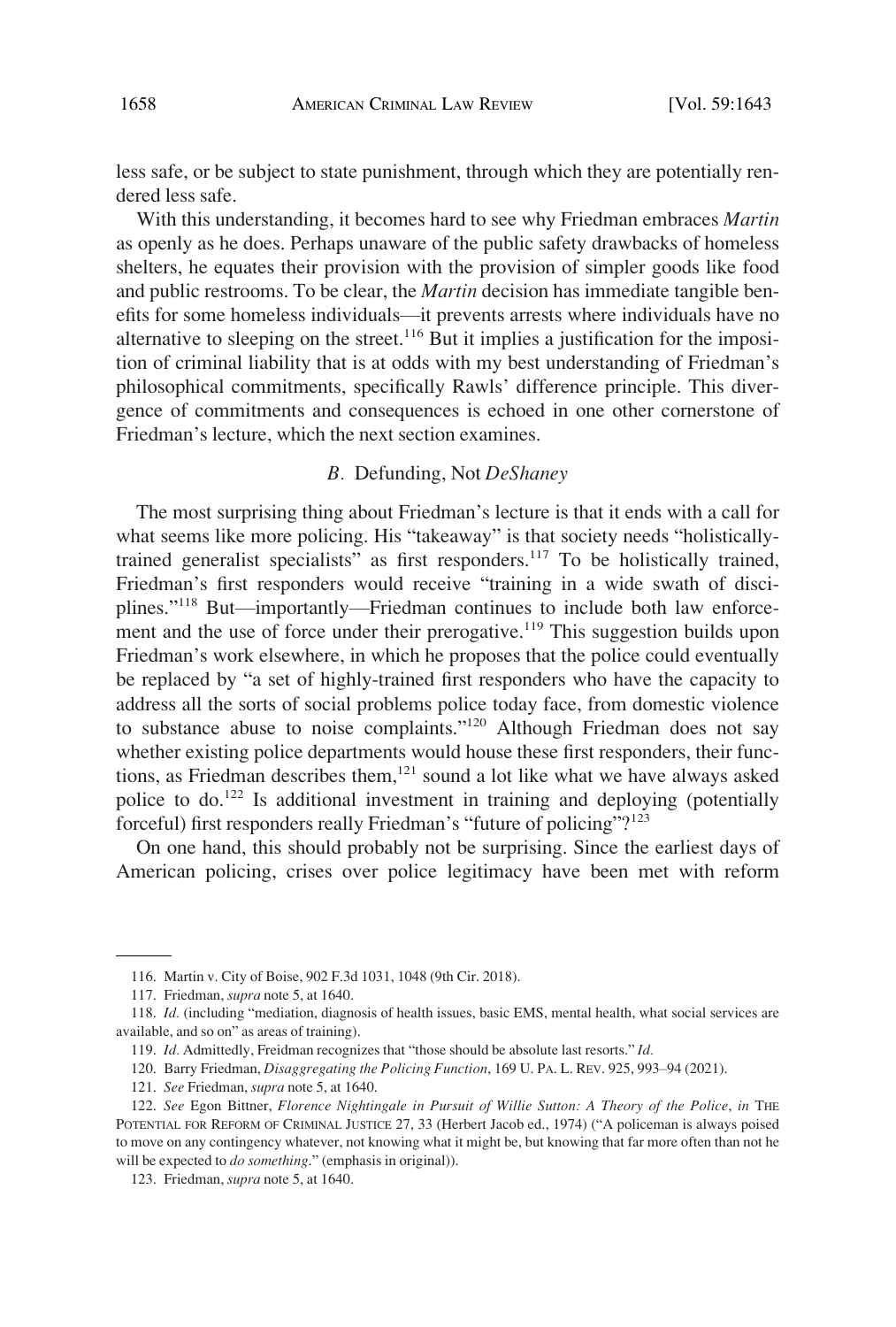less safe, or be subject to state punishment, through which they are potentially rendered less safe.

With this understanding, it becomes hard to see why Friedman embraces *Martin* as openly as he does. Perhaps unaware of the public safety drawbacks of homeless shelters, he equates their provision with the provision of simpler goods like food and public restrooms. To be clear, the *Martin* decision has immediate tangible benefits for some homeless individuals—it prevents arrests where individuals have no alternative to sleeping on the street.[116] But it implies a justification for the imposition of criminal liability that is at odds with my best understanding of Friedman's philosophical commitments, specifically Rawls' difference principle. This divergence of commitments and consequences is echoed in one other cornerstone of Friedman's lecture, which the next section examines.

### *B.* Defunding, Not *DeShaney*

The most surprising thing about Friedman's lecture is that it ends with a call for what seems like more policing. His "takeaway" is that society needs "holistically-trained generalist specialists" as first responders.[117] To be holistically trained, Friedman's first responders would receive "training in a wide swath of disciplines."[118] But—importantly—Friedman continues to include both law enforcement and the use of force under their prerogative.[119] This suggestion builds upon Friedman's work elsewhere, in which he proposes that the police could eventually be replaced by "a set of highly-trained first responders who have the capacity to address all the sorts of social problems police today face, from domestic violence to substance abuse to noise complaints."[120] Although Friedman does not say whether existing police departments would house these first responders, their functions, as Friedman describes them,[121] sound a lot like what we have always asked police to do.[122] Is additional investment in training and deploying (potentially forceful) first responders really Friedman's "future of policing"?[123]

On one hand, this should probably not be surprising. Since the earliest days of American policing, crises over police legitimacy have been met with reform

---

116. Martin v. City of Boise, 902 F.3d 1031, 1048 (9th Cir. 2018).

117. Friedman, *supra* note 5, at 1640.

118. *Id.* (including "mediation, diagnosis of health issues, basic EMS, mental health, what social services are available, and so on" as areas of training).

119. *Id.* Admittedly, Freidman recognizes that "those should be absolute last resorts." *Id.*

120. Barry Friedman, *Disaggregating the Policing Function*, 169 U. PA. L. REV. 925, 993–94 (2021).

121. *See* Friedman, *supra* note 5, at 1640.

122. *See* Egon Bittner, *Florence Nightingale in Pursuit of Willie Sutton: A Theory of the Police*, *in* THE POTENTIAL FOR REFORM OF CRIMINAL JUSTICE 27, 33 (Herbert Jacob ed., 1974) ("A policeman is always poised to move on any contingency whatever, not knowing what it might be, but knowing that far more often than not he will be expected to *do something*." (emphasis in original)).

123. Friedman, *supra* note 5, at 1640.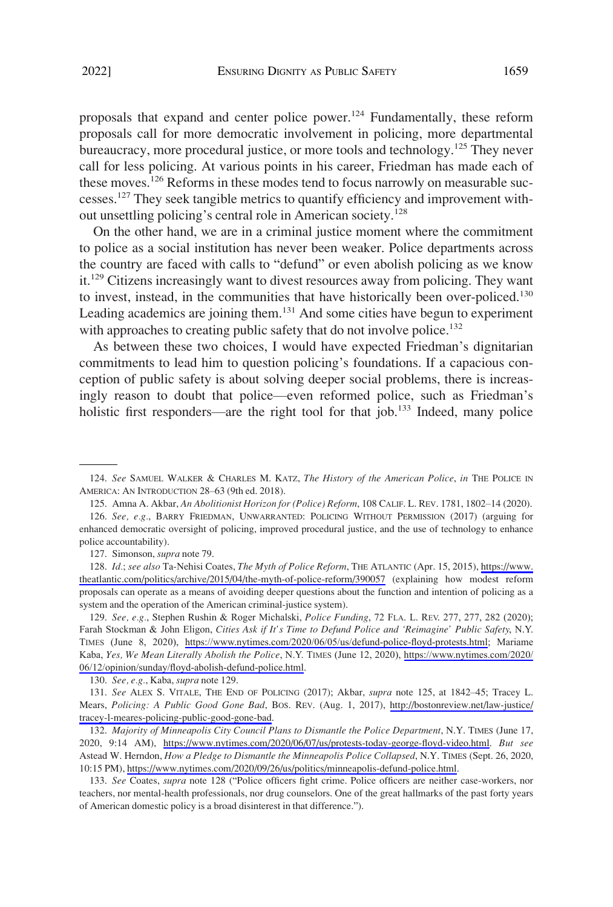proposals that expand and center police power.[124] Fundamentally, these reform proposals call for more democratic involvement in policing, more departmental bureaucracy, more procedural justice, or more tools and technology.[125] They never call for less policing. At various points in his career, Friedman has made each of these moves.[126] Reforms in these modes tend to focus narrowly on measurable successes.[127] They seek tangible metrics to quantify efficiency and improvement without unsettling policing's central role in American society.[128]

On the other hand, we are in a criminal justice moment where the commitment to police as a social institution has never been weaker. Police departments across the country are faced with calls to "defund" or even abolish policing as we know it.[129] Citizens increasingly want to divest resources away from policing. They want to invest, instead, in the communities that have historically been over-policed.[130] Leading academics are joining them.[131] And some cities have begun to experiment with approaches to creating public safety that do not involve police.[132]

As between these two choices, I would have expected Friedman's dignitarian commitments to lead him to question policing's foundations. If a capacious conception of public safety is about solving deeper social problems, there is increasingly reason to doubt that police—even reformed police, such as Friedman's holistic first responders—are the right tool for that job.[133] Indeed, many police

---

124. *See* SAMUEL WALKER & CHARLES M. KATZ, *The History of the American Police*, *in* THE POLICE IN AMERICA: AN INTRODUCTION 28–63 (9th ed. 2018).

125. Amna A. Akbar, *An Abolitionist Horizon for (Police) Reform*, 108 CALIF. L. REV. 1781, 1802–14 (2020).

126. *See, e.g.*, BARRY FRIEDMAN, UNWARRANTED: POLICING WITHOUT PERMISSION (2017) (arguing for enhanced democratic oversight of policing, improved procedural justice, and the use of technology to enhance police accountability).

127. Simonson, *supra* note 79.

128. *Id.*; *see also* Ta-Nehisi Coates, *The Myth of Police Reform*, THE ATLANTIC (Apr. 15, 2015), https://www.theatlantic.com/politics/archive/2015/04/the-myth-of-police-reform/390057 (explaining how modest reform proposals can operate as a means of avoiding deeper questions about the function and intention of policing as a system and the operation of the American criminal-justice system).

129. *See, e.g.*, Stephen Rushin & Roger Michalski, *Police Funding*, 72 FLA. L. REV. 277, 277, 282 (2020); Farah Stockman & John Eligon, *Cities Ask if It's Time to Defund Police and 'Reimagine' Public Safety*, N.Y. TIMES (June 8, 2020), https://www.nytimes.com/2020/06/05/us/defund-police-floyd-protests.html; Mariame Kaba, *Yes, We Mean Literally Abolish the Police*, N.Y. TIMES (June 12, 2020), https://www.nytimes.com/2020/06/12/opinion/sunday/floyd-abolish-defund-police.html.

130. *See, e.g.*, Kaba, *supra* note 129.

131. *See* ALEX S. VITALE, THE END OF POLICING (2017); Akbar, *supra* note 125, at 1842–45; Tracey L. Mears, *Policing: A Public Good Gone Bad*, BOS. REV. (Aug. 1, 2017), http://bostonreview.net/law-justice/tracey-l-meares-policing-public-good-gone-bad.

132. *Majority of Minneapolis City Council Plans to Dismantle the Police Department*, N.Y. TIMES (June 17, 2020, 9:14 AM), https://www.nytimes.com/2020/06/07/us/protests-today-george-floyd-video.html. *But see* Astead W. Herndon, *How a Pledge to Dismantle the Minneapolis Police Collapsed*, N.Y. TIMES (Sept. 26, 2020, 10:15 PM), https://www.nytimes.com/2020/09/26/us/politics/minneapolis-defund-police.html.

133. *See* Coates, *supra* note 128 ("Police officers fight crime. Police officers are neither case-workers, nor teachers, nor mental-health professionals, nor drug counselors. One of the great hallmarks of the past forty years of American domestic policy is a broad disinterest in that difference.").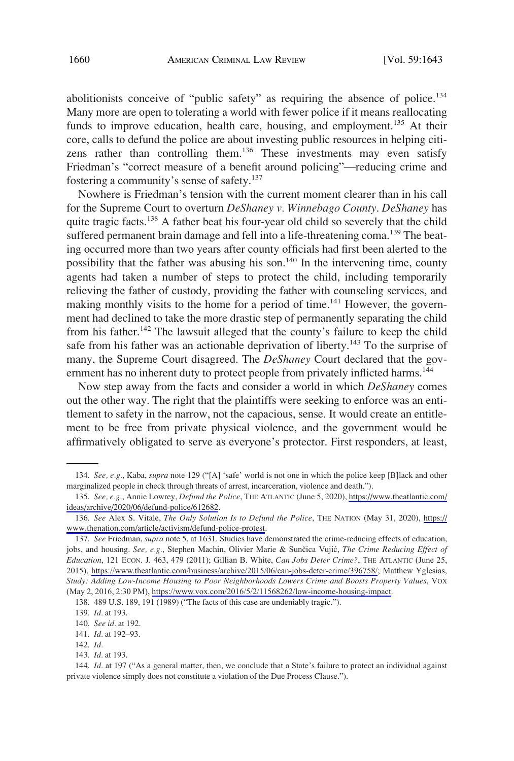abolitionists conceive of "public safety" as requiring the absence of police.[134] Many more are open to tolerating a world with fewer police if it means reallocating funds to improve education, health care, housing, and employment.[135] At their core, calls to defund the police are about investing public resources in helping citizens rather than controlling them.[136] These investments may even satisfy Friedman's "correct measure of a benefit around policing"—reducing crime and fostering a community's sense of safety.[137]

Nowhere is Friedman's tension with the current moment clearer than in his call for the Supreme Court to overturn *DeShaney v. Winnebago County*. *DeShaney* has quite tragic facts.[138] A father beat his four-year old child so severely that the child suffered permanent brain damage and fell into a life-threatening coma.[139] The beating occurred more than two years after county officials had first been alerted to the possibility that the father was abusing his son.[140] In the intervening time, county agents had taken a number of steps to protect the child, including temporarily relieving the father of custody, providing the father with counseling services, and making monthly visits to the home for a period of time.[141] However, the government had declined to take the more drastic step of permanently separating the child from his father.[142] The lawsuit alleged that the county's failure to keep the child safe from his father was an actionable deprivation of liberty.[143] To the surprise of many, the Supreme Court disagreed. The *DeShaney* Court declared that the government has no inherent duty to protect people from privately inflicted harms.[144]

Now step away from the facts and consider a world in which *DeShaney* comes out the other way. The right that the plaintiffs were seeking to enforce was an entitlement to safety in the narrow, not the capacious, sense. It would create an entitlement to be free from private physical violence, and the government would be affirmatively obligated to serve as everyone's protector. First responders, at least,

---

134. *See, e.g.*, Kaba, *supra* note 129 ("[A] 'safe' world is not one in which the police keep [B]lack and other marginalized people in check through threats of arrest, incarceration, violence and death.").

135. *See, e.g.*, Annie Lowrey, *Defund the Police*, THE ATLANTIC (June 5, 2020), https://www.theatlantic.com/ideas/archive/2020/06/defund-police/612682.

136. *See* Alex S. Vitale, *The Only Solution Is to Defund the Police*, THE NATION (May 31, 2020), https://www.thenation.com/article/activism/defund-police-protest.

137. *See* Friedman, *supra* note 5, at 1631. Studies have demonstrated the crime-reducing effects of education, jobs, and housing. *See, e.g.*, Stephen Machin, Olivier Marie & Sunčica Vujić, *The Crime Reducing Effect of Education*, 121 ECON. J. 463, 479 (2011); Gillian B. White, *Can Jobs Deter Crime?*, THE ATLANTIC (June 25, 2015), https://www.theatlantic.com/business/archive/2015/06/can-jobs-deter-crime/396758/; Matthew Yglesias, *Study: Adding Low-Income Housing to Poor Neighborhoods Lowers Crime and Boosts Property Values*, VOX (May 2, 2016, 2:30 PM), https://www.vox.com/2016/5/2/11568262/low-income-housing-impact.

138. 489 U.S. 189, 191 (1989) ("The facts of this case are undeniably tragic.").

139. *Id.* at 193.

140. *See id.* at 192.

141. *Id.* at 192–93.

142. *Id.*

143. *Id.* at 193.

144. *Id.* at 197 ("As a general matter, then, we conclude that a State's failure to protect an individual against private violence simply does not constitute a violation of the Due Process Clause.").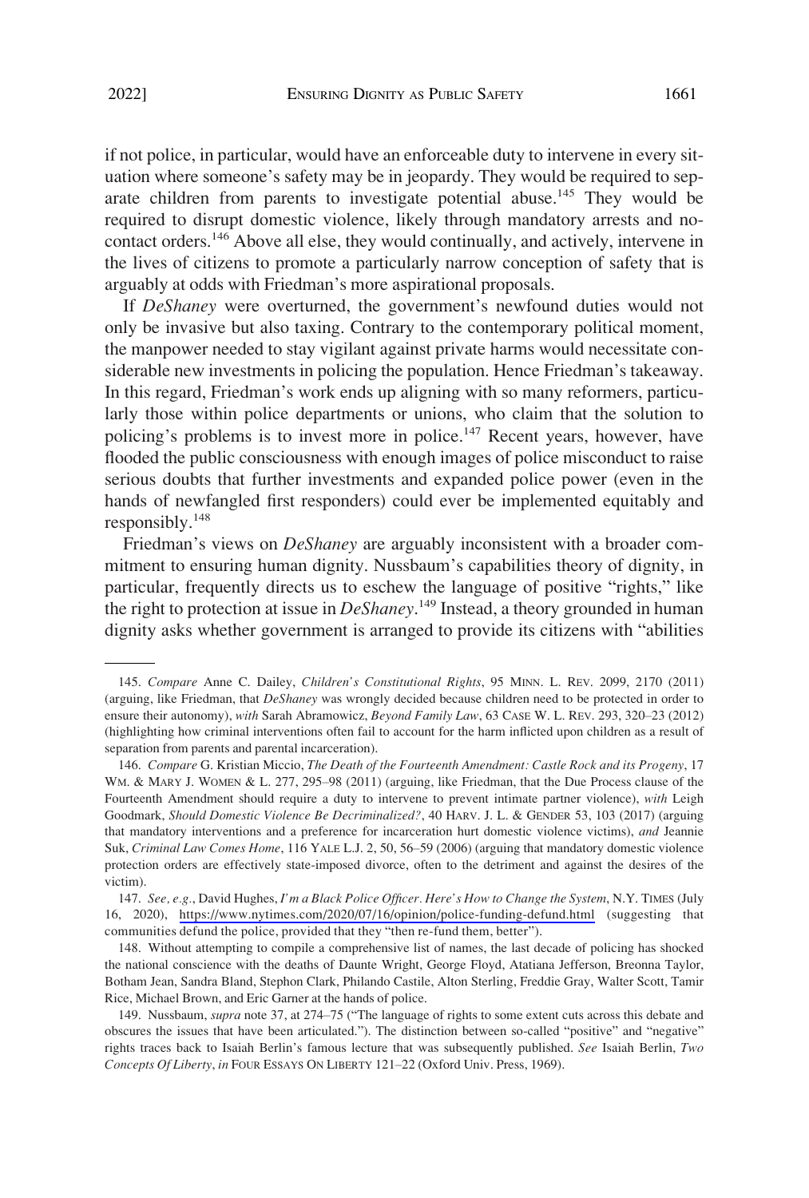if not police, in particular, would have an enforceable duty to intervene in every situation where someone's safety may be in jeopardy. They would be required to separate children from parents to investigate potential abuse.[145] They would be required to disrupt domestic violence, likely through mandatory arrests and no-contact orders.[146] Above all else, they would continually, and actively, intervene in the lives of citizens to promote a particularly narrow conception of safety that is arguably at odds with Friedman's more aspirational proposals.

If *DeShaney* were overturned, the government's newfound duties would not only be invasive but also taxing. Contrary to the contemporary political moment, the manpower needed to stay vigilant against private harms would necessitate considerable new investments in policing the population. Hence Friedman's takeaway. In this regard, Friedman's work ends up aligning with so many reformers, particularly those within police departments or unions, who claim that the solution to policing's problems is to invest more in police.[147] Recent years, however, have flooded the public consciousness with enough images of police misconduct to raise serious doubts that further investments and expanded police power (even in the hands of newfangled first responders) could ever be implemented equitably and responsibly.[148]

Friedman's views on *DeShaney* are arguably inconsistent with a broader commitment to ensuring human dignity. Nussbaum's capabilities theory of dignity, in particular, frequently directs us to eschew the language of positive "rights," like the right to protection at issue in *DeShaney*.[149] Instead, a theory grounded in human dignity asks whether government is arranged to provide its citizens with "abilities

---

145. *Compare* Anne C. Dailey, *Children's Constitutional Rights*, 95 MINN. L. REV. 2099, 2170 (2011) (arguing, like Friedman, that *DeShaney* was wrongly decided because children need to be protected in order to ensure their autonomy), *with* Sarah Abramowicz, *Beyond Family Law*, 63 CASE W. L. REV. 293, 320–23 (2012) (highlighting how criminal interventions often fail to account for the harm inflicted upon children as a result of separation from parents and parental incarceration).

146. *Compare* G. Kristian Miccio, *The Death of the Fourteenth Amendment: Castle Rock and its Progeny*, 17 WM. & MARY J. WOMEN & L. 277, 295–98 (2011) (arguing, like Friedman, that the Due Process clause of the Fourteenth Amendment should require a duty to intervene to prevent intimate partner violence), *with* Leigh Goodmark, *Should Domestic Violence Be Decriminalized?*, 40 HARV. J. L. & GENDER 53, 103 (2017) (arguing that mandatory interventions and a preference for incarceration hurt domestic violence victims), *and* Jeannie Suk, *Criminal Law Comes Home*, 116 YALE L.J. 2, 50, 56–59 (2006) (arguing that mandatory domestic violence protection orders are effectively state-imposed divorce, often to the detriment and against the desires of the victim).

147. *See, e.g.*, David Hughes, *I'm a Black Police Officer. Here's How to Change the System*, N.Y. TIMES (July 16, 2020), https://www.nytimes.com/2020/07/16/opinion/police-funding-defund.html (suggesting that communities defund the police, provided that they "then re-fund them, better").

148. Without attempting to compile a comprehensive list of names, the last decade of policing has shocked the national conscience with the deaths of Daunte Wright, George Floyd, Atatiana Jefferson, Breonna Taylor, Botham Jean, Sandra Bland, Stephon Clark, Philando Castile, Alton Sterling, Freddie Gray, Walter Scott, Tamir Rice, Michael Brown, and Eric Garner at the hands of police.

149. Nussbaum, *supra* note 37, at 274–75 ("The language of rights to some extent cuts across this debate and obscures the issues that have been articulated."). The distinction between so-called "positive" and "negative" rights traces back to Isaiah Berlin's famous lecture that was subsequently published. *See* Isaiah Berlin, *Two Concepts Of Liberty*, *in* FOUR ESSAYS ON LIBERTY 121–22 (Oxford Univ. Press, 1969).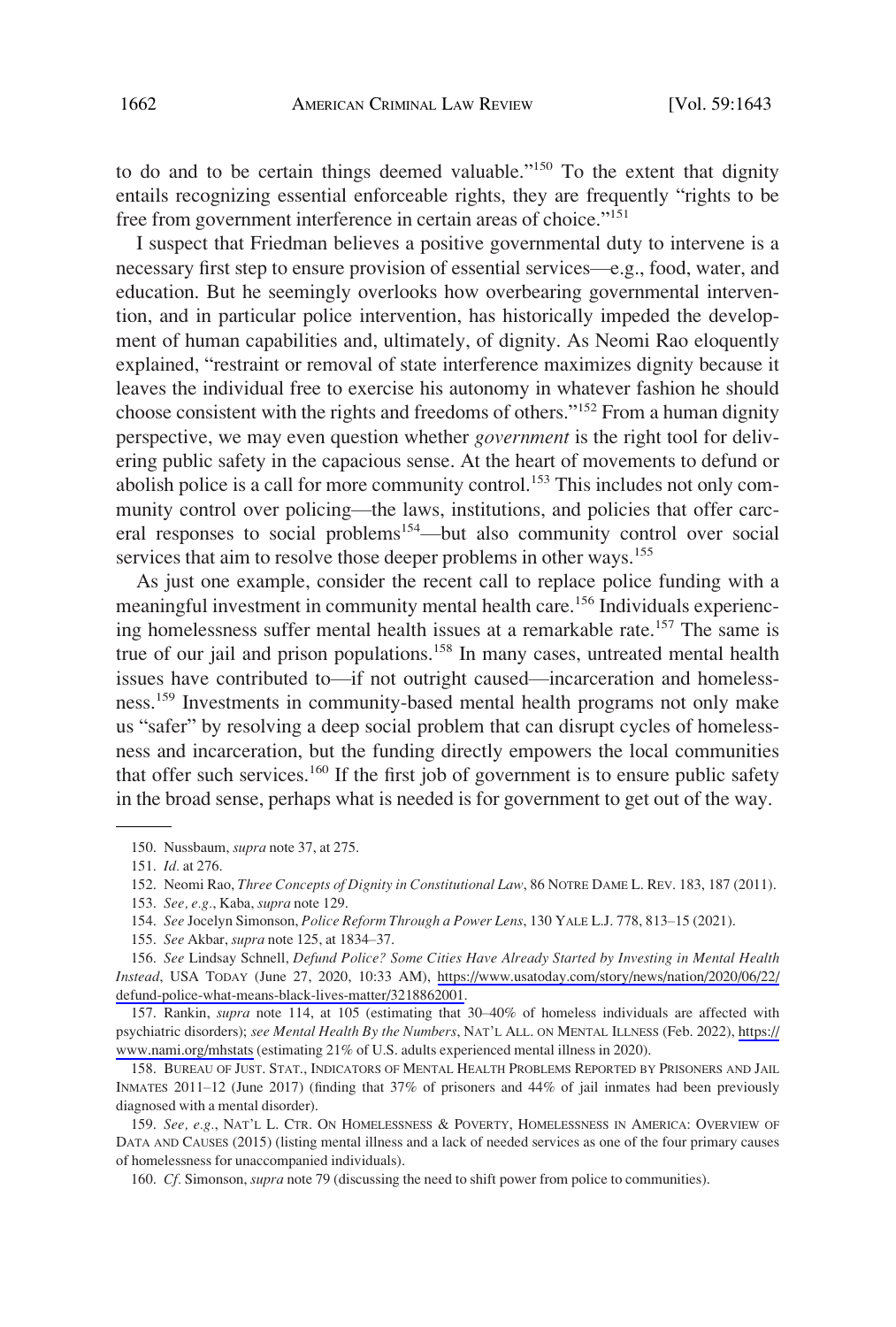to do and to be certain things deemed valuable."[150] To the extent that dignity entails recognizing essential enforceable rights, they are frequently "rights to be free from government interference in certain areas of choice."[151]

I suspect that Friedman believes a positive governmental duty to intervene is a necessary first step to ensure provision of essential services—e.g., food, water, and education. But he seemingly overlooks how overbearing governmental intervention, and in particular police intervention, has historically impeded the development of human capabilities and, ultimately, of dignity. As Neomi Rao eloquently explained, "restraint or removal of state interference maximizes dignity because it leaves the individual free to exercise his autonomy in whatever fashion he should choose consistent with the rights and freedoms of others."[152] From a human dignity perspective, we may even question whether *government* is the right tool for delivering public safety in the capacious sense. At the heart of movements to defund or abolish police is a call for more community control.[153] This includes not only community control over policing—the laws, institutions, and policies that offer carceral responses to social problems[154]—but also community control over social services that aim to resolve those deeper problems in other ways.[155]

As just one example, consider the recent call to replace police funding with a meaningful investment in community mental health care.[156] Individuals experiencing homelessness suffer mental health issues at a remarkable rate.[157] The same is true of our jail and prison populations.[158] In many cases, untreated mental health issues have contributed to—if not outright caused—incarceration and homelessness.[159] Investments in community-based mental health programs not only make us "safer" by resolving a deep social problem that can disrupt cycles of homelessness and incarceration, but the funding directly empowers the local communities that offer such services.[160] If the first job of government is to ensure public safety in the broad sense, perhaps what is needed is for government to get out of the way.

---

150. Nussbaum, *supra* note 37, at 275.

151. *Id.* at 276.

152. Neomi Rao, *Three Concepts of Dignity in Constitutional Law*, 86 NOTRE DAME L. REV. 183, 187 (2011).

153. *See, e.g.*, Kaba, *supra* note 129.

154. *See* Jocelyn Simonson, *Police Reform Through a Power Lens*, 130 YALE L.J. 778, 813–15 (2021).

155. *See* Akbar, *supra* note 125, at 1834–37.

156. *See* Lindsay Schnell, *Defund Police? Some Cities Have Already Started by Investing in Mental Health Instead*, USA TODAY (June 27, 2020, 10:33 AM), https://www.usatoday.com/story/news/nation/2020/06/22/defund-police-what-means-black-lives-matter/3218862001.

157. Rankin, *supra* note 114, at 105 (estimating that 30–40% of homeless individuals are affected with psychiatric disorders); *see Mental Health By the Numbers*, NAT'L ALL. ON MENTAL ILLNESS (Feb. 2022), https://www.nami.org/mhstats (estimating 21% of U.S. adults experienced mental illness in 2020).

158. BUREAU OF JUST. STAT., INDICATORS OF MENTAL HEALTH PROBLEMS REPORTED BY PRISONERS AND JAIL INMATES 2011–12 (June 2017) (finding that 37% of prisoners and 44% of jail inmates had been previously diagnosed with a mental disorder).

159. *See, e.g.*, NAT'L L. CTR. ON HOMELESSNESS & POVERTY, HOMELESSNESS IN AMERICA: OVERVIEW OF DATA AND CAUSES (2015) (listing mental illness and a lack of needed services as one of the four primary causes of homelessness for unaccompanied individuals).

160. *Cf.* Simonson, *supra* note 79 (discussing the need to shift power from police to communities).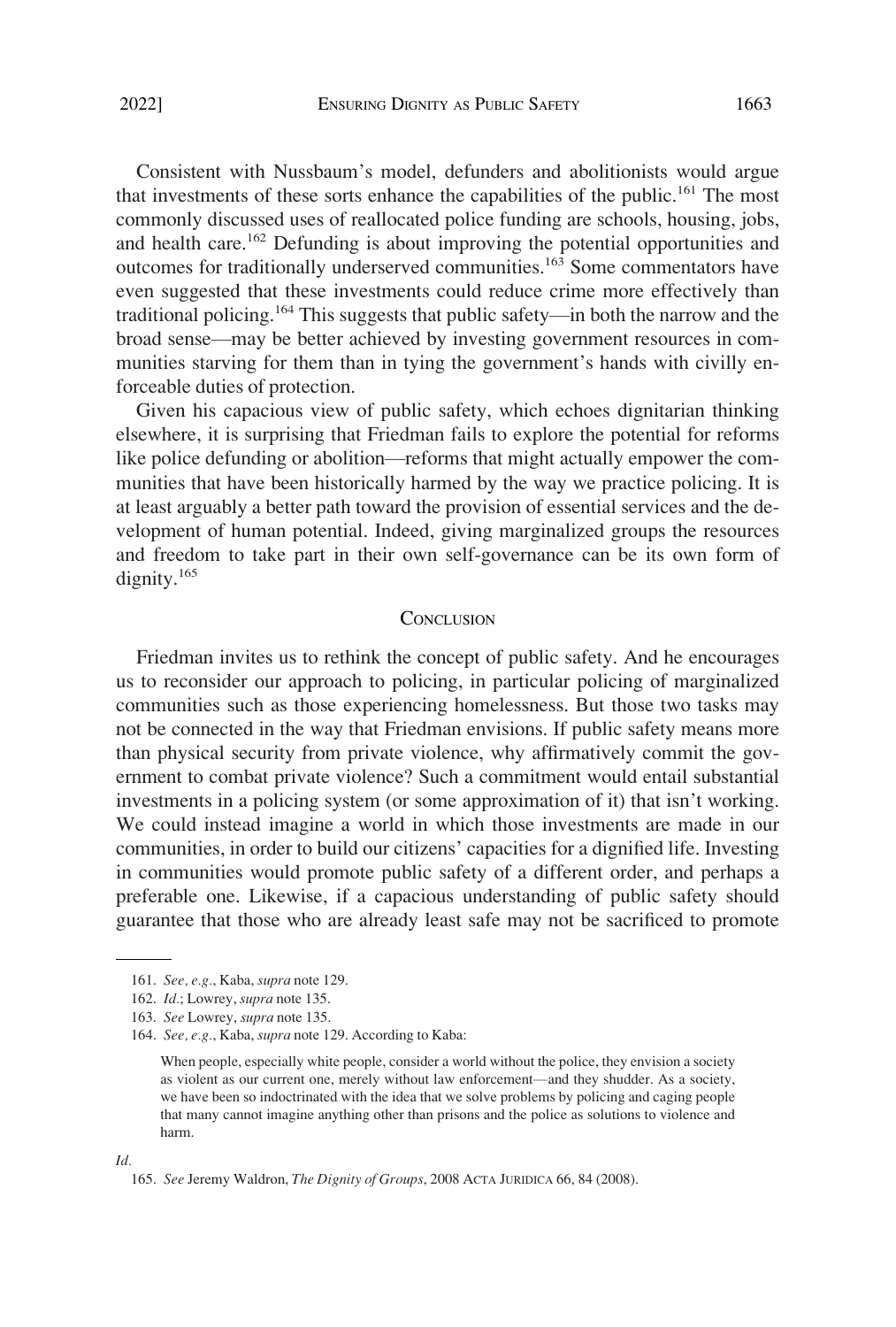Consistent with Nussbaum's model, defunders and abolitionists would argue that investments of these sorts enhance the capabilities of the public.[161] The most commonly discussed uses of reallocated police funding are schools, housing, jobs, and health care.[162] Defunding is about improving the potential opportunities and outcomes for traditionally underserved communities.[163] Some commentators have even suggested that these investments could reduce crime more effectively than traditional policing.[164] This suggests that public safety—in both the narrow and the broad sense—may be better achieved by investing government resources in communities starving for them than in tying the government's hands with civilly enforceable duties of protection.

Given his capacious view of public safety, which echoes dignitarian thinking elsewhere, it is surprising that Friedman fails to explore the potential for reforms like police defunding or abolition—reforms that might actually empower the communities that have been historically harmed by the way we practice policing. It is at least arguably a better path toward the provision of essential services and the development of human potential. Indeed, giving marginalized groups the resources and freedom to take part in their own self-governance can be its own form of dignity.[165]

## CONCLUSION

Friedman invites us to rethink the concept of public safety. And he encourages us to reconsider our approach to policing, in particular policing of marginalized communities such as those experiencing homelessness. But those two tasks may not be connected in the way that Friedman envisions. If public safety means more than physical security from private violence, why affirmatively commit the government to combat private violence? Such a commitment would entail substantial investments in a policing system (or some approximation of it) that isn't working. We could instead imagine a world in which those investments are made in our communities, in order to build our citizens' capacities for a dignified life. Investing in communities would promote public safety of a different order, and perhaps a preferable one. Likewise, if a capacious understanding of public safety should guarantee that those who are already least safe may not be sacrificed to promote

---

161. *See, e.g.*, Kaba, *supra* note 129.

162. *Id.*; Lowrey, *supra* note 135.

163. *See* Lowrey, *supra* note 135.

164. *See, e.g.*, Kaba, *supra* note 129. According to Kaba:

> When people, especially white people, consider a world without the police, they envision a society as violent as our current one, merely without law enforcement—and they shudder. As a society, we have been so indoctrinated with the idea that we solve problems by policing and caging people that many cannot imagine anything other than prisons and the police as solutions to violence and harm.

*Id.*

165. *See* Jeremy Waldron, *The Dignity of Groups*, 2008 ACTA JURIDICA 66, 84 (2008).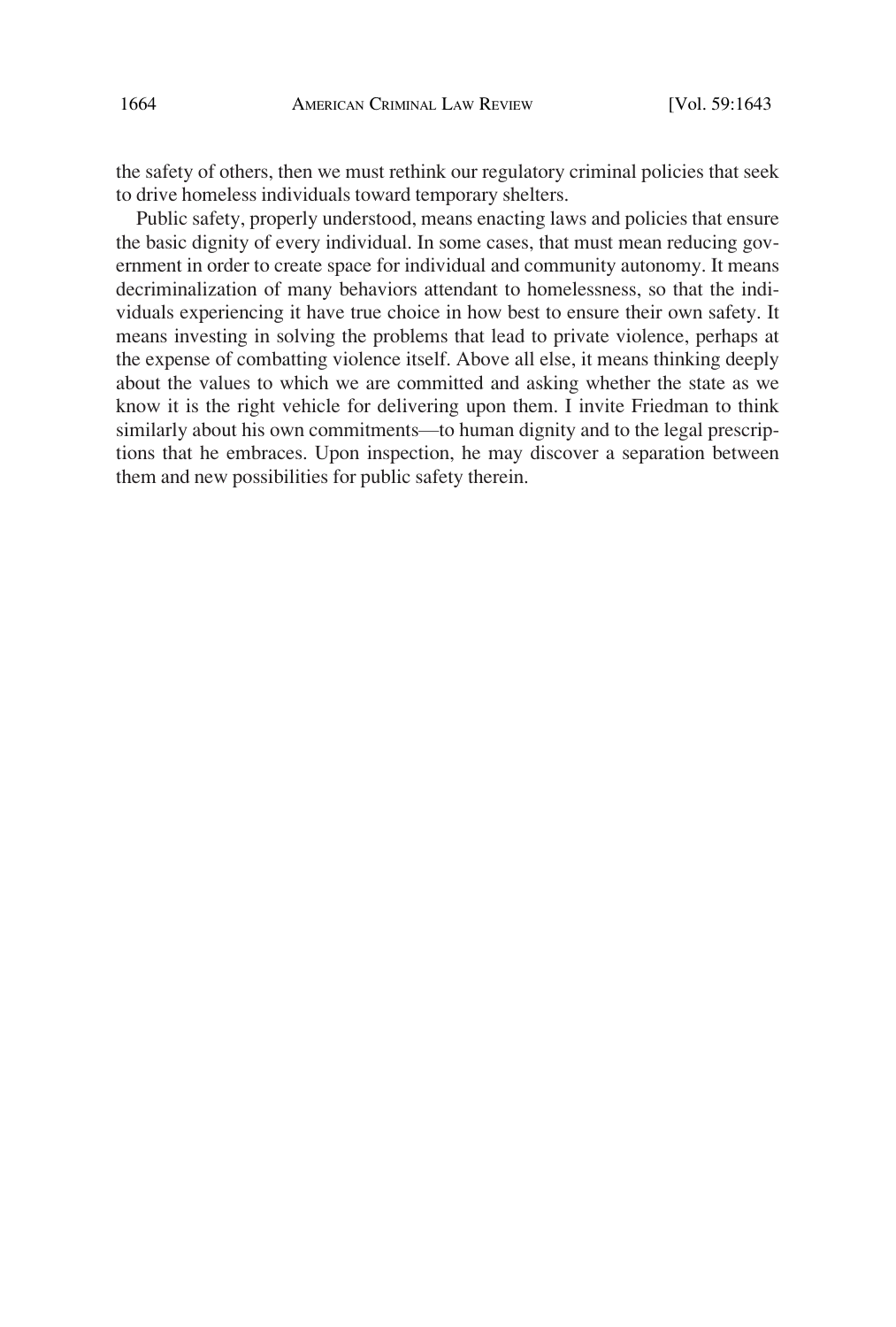the safety of others, then we must rethink our regulatory criminal policies that seek to drive homeless individuals toward temporary shelters.

Public safety, properly understood, means enacting laws and policies that ensure the basic dignity of every individual. In some cases, that must mean reducing government in order to create space for individual and community autonomy. It means decriminalization of many behaviors attendant to homelessness, so that the individuals experiencing it have true choice in how best to ensure their own safety. It means investing in solving the problems that lead to private violence, perhaps at the expense of combatting violence itself. Above all else, it means thinking deeply about the values to which we are committed and asking whether the state as we know it is the right vehicle for delivering upon them. I invite Friedman to think similarly about his own commitments—to human dignity and to the legal prescriptions that he embraces. Upon inspection, he may discover a separation between them and new possibilities for public safety therein.